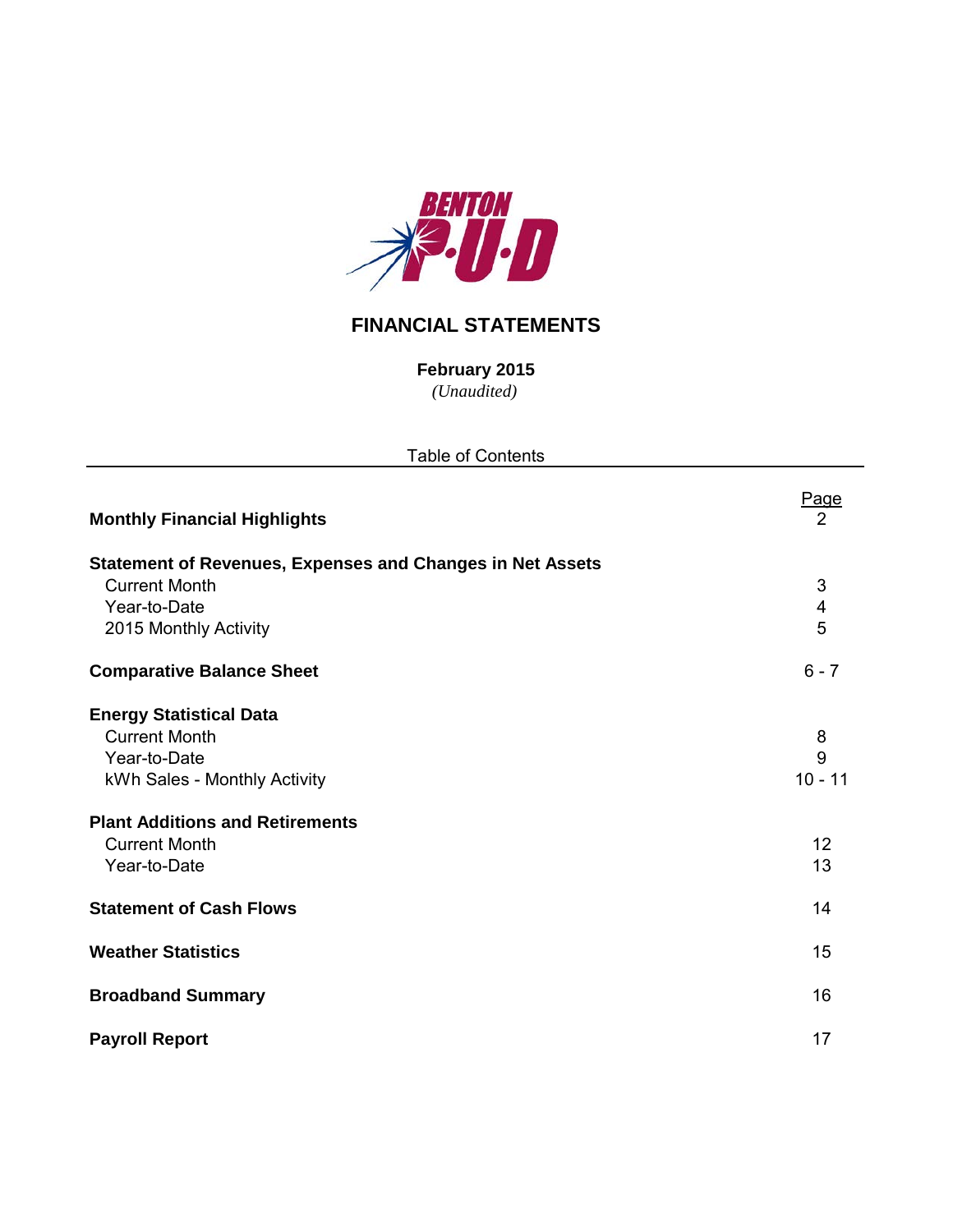BENTON P·U·D

# FINANCIAL STATEMENTS

**February 2015**

*(Unaudited)*

Table of Contents

| | Page |
|---|---|
| **Monthly Financial Highlights** | 2 |
| **Statement of Revenues, Expenses and Changes in Net Assets** | |
| Current Month | 3 |
| Year-to-Date | 4 |
| 2015 Monthly Activity | 5 |
| **Comparative Balance Sheet** | 6 - 7 |
| **Energy Statistical Data** | |
| Current Month | 8 |
| Year-to-Date | 9 |
| kWh Sales - Monthly Activity | 10 - 11 |
| **Plant Additions and Retirements** | |
| Current Month | 12 |
| Year-to-Date | 13 |
| **Statement of Cash Flows** | 14 |
| **Weather Statistics** | 15 |
| **Broadband Summary** | 16 |
| **Payroll Report** | 17 |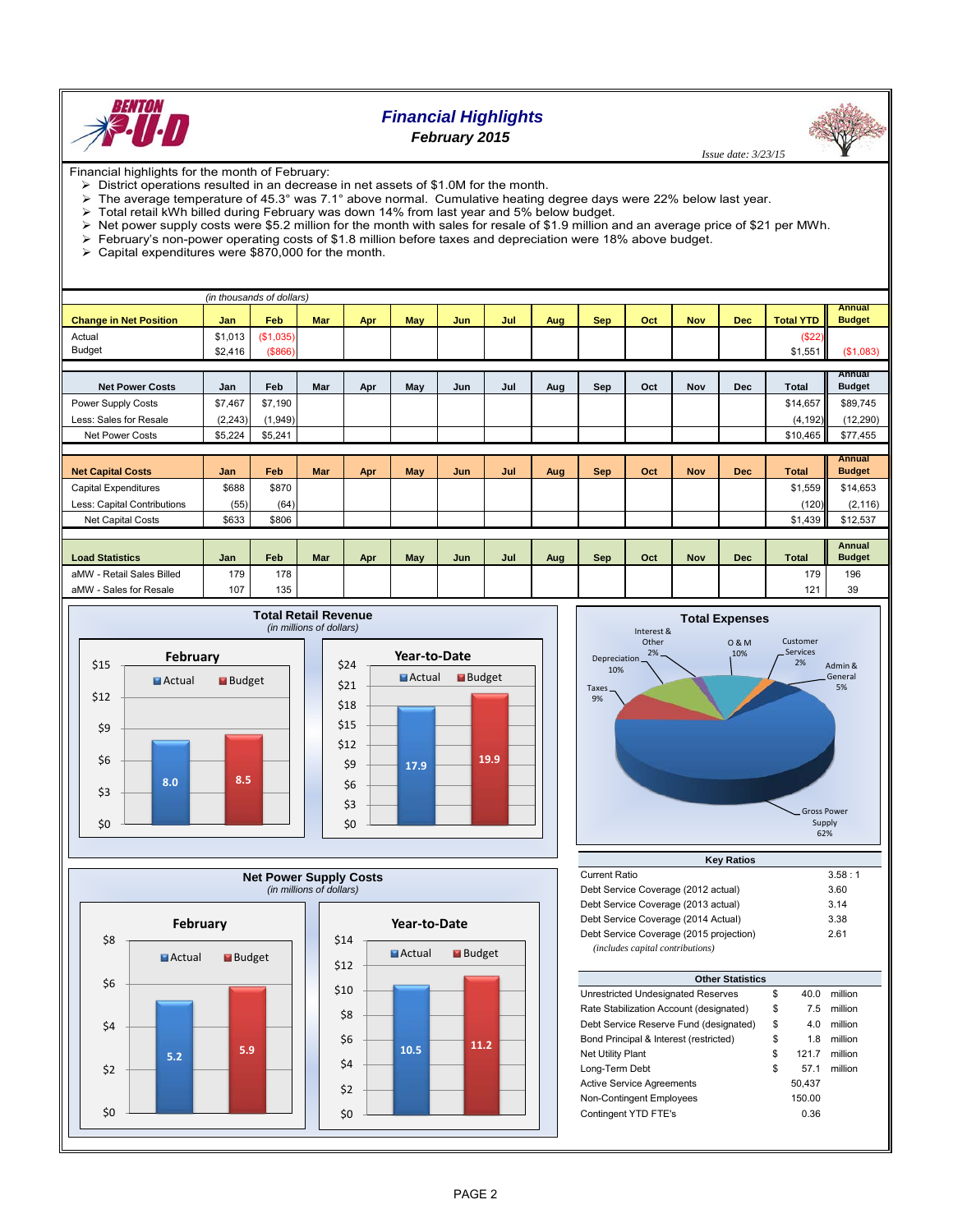# Financial Highlights

## February 2015

*Issue date: 3/23/15*

Financial highlights for the month of February:

- District operations resulted in a decrease in net assets of $1.0M for the month.
- The average temperature of 45.3° was 7.1° above normal. Cumulative heating degree days were 22% below last year.
- Total retail kWh billed during February was down 14% from last year and 5% below budget.
- Net power supply costs were $5.2 million for the month with sales for resale of $1.9 million and an average price of $21 per MWh.
- February's non-power operating costs of $1.8 million before taxes and depreciation were 18% above budget.
- Capital expenditures were $870,000 for the month.

*(in thousands of dollars)*

| Change in Net Position | Jan | Feb | Mar | Apr | May | Jun | Jul | Aug | Sep | Oct | Nov | Dec | Total YTD | Annual Budget |
|---|---|---|---|---|---|---|---|---|---|---|---|---|---|---|
| Actual | $1,013 | ($1,035) | | | | | | | | | | | ($22) | |
| Budget | $2,416 | ($866) | | | | | | | | | | | $1,551 | ($1,083) |

| Net Power Costs | Jan | Feb | Mar | Apr | May | Jun | Jul | Aug | Sep | Oct | Nov | Dec | Total | Annual Budget |
|---|---|---|---|---|---|---|---|---|---|---|---|---|---|---|
| Power Supply Costs | $7,467 | $7,190 | | | | | | | | | | | $14,657 | $89,745 |
| Less: Sales for Resale | (2,243) | (1,949) | | | | | | | | | | | (4,192) | (12,290) |
| Net Power Costs | $5,224 | $5,241 | | | | | | | | | | | $10,465 | $77,455 |

| Net Capital Costs | Jan | Feb | Mar | Apr | May | Jun | Jul | Aug | Sep | Oct | Nov | Dec | Total | Annual Budget |
|---|---|---|---|---|---|---|---|---|---|---|---|---|---|---|
| Capital Expenditures | $688 | $870 | | | | | | | | | | | $1,559 | $14,653 |
| Less: Capital Contributions | (55) | (64) | | | | | | | | | | | (120) | (2,116) |
| Net Capital Costs | $633 | $806 | | | | | | | | | | | $1,439 | $12,537 |

| Load Statistics | Jan | Feb | Mar | Apr | May | Jun | Jul | Aug | Sep | Oct | Nov | Dec | Total | Annual Budget |
|---|---|---|---|---|---|---|---|---|---|---|---|---|---|---|
| aMW - Retail Sales Billed | 179 | 178 | | | | | | | | | | | 179 | 196 |
| aMW - Sales for Resale | 107 | 135 | | | | | | | | | | | 121 | 39 |

### Total Retail Revenue
*(in millions of dollars)*

| | Actual | Budget |
|---|---|---|
| February | 8.0 | 8.5 |
| Year-to-Date | 17.9 | 19.9 |

### Total Expenses

- Gross Power Supply 62%
- Depreciation 10%
- O & M 10%
- Taxes 9%
- Admin & General 5%
- Interest & Other 2%
- Customer Services 2%

### Net Power Supply Costs
*(in millions of dollars)*

| | Actual | Budget |
|---|---|---|
| February | 5.2 | 5.9 |
| Year-to-Date | 10.5 | 11.2 |

### Key Ratios

| | |
|---|---|
| Current Ratio | 3.58 : 1 |
| Debt Service Coverage (2012 actual) | 3.60 |
| Debt Service Coverage (2013 actual) | 3.14 |
| Debt Service Coverage (2014 Actual) | 3.38 |
| Debt Service Coverage (2015 projection) | 2.61 |

*(includes capital contributions)*

### Other Statistics

| | | | |
|---|---|---|---|
| Unrestricted Undesignated Reserves | $ | 40.0 | million |
| Rate Stabilization Account (designated) | $ | 7.5 | million |
| Debt Service Reserve Fund (designated) | $ | 4.0 | million |
| Bond Principal & Interest (restricted) | $ | 1.8 | million |
| Net Utility Plant | $ | 121.7 | million |
| Long-Term Debt | $ | 57.1 | million |
| Active Service Agreements | | 50,437 | |
| Non-Contingent Employees | | 150.00 | |
| Contingent YTD FTE's | | 0.36 | |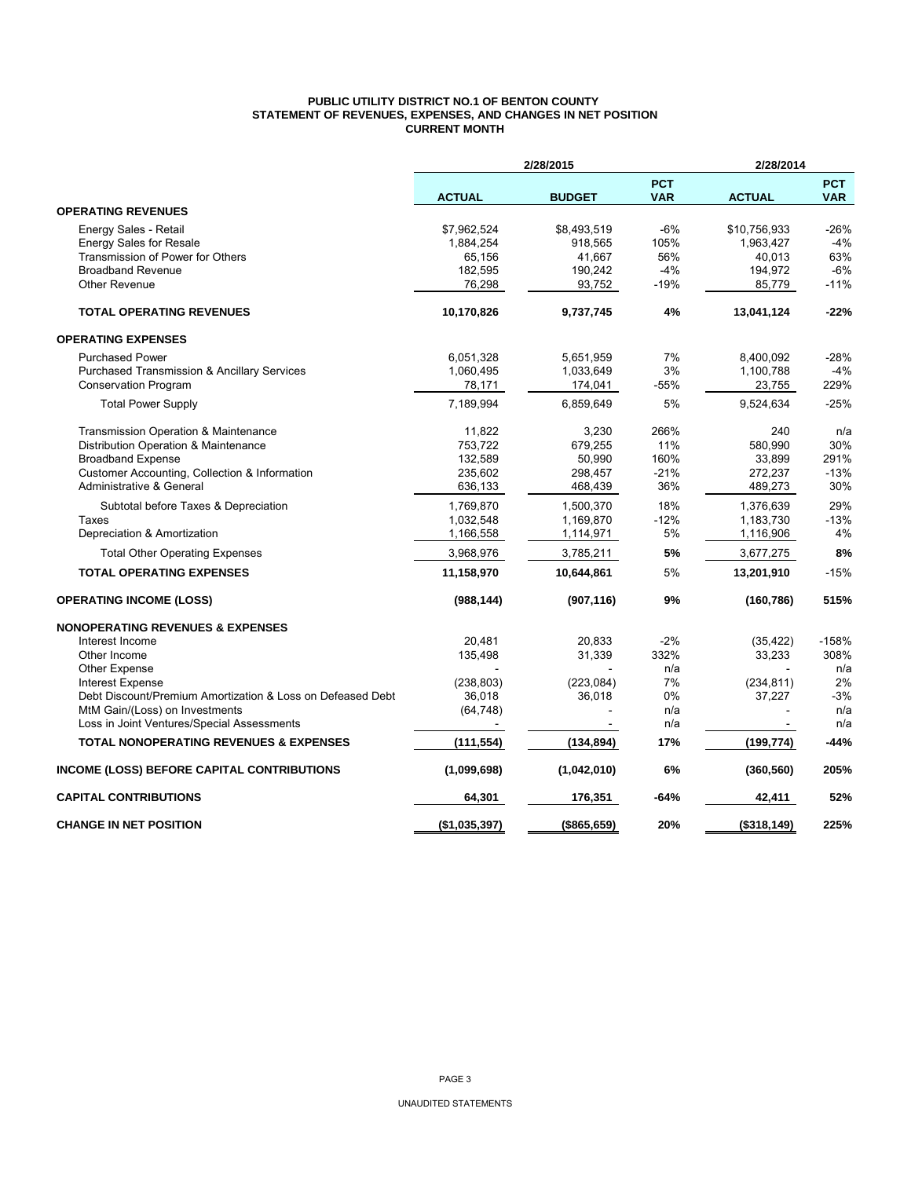# PUBLIC UTILITY DISTRICT NO.1 OF BENTON COUNTY
## STATEMENT OF REVENUES, EXPENSES, AND CHANGES IN NET POSITION
### CURRENT MONTH

| | 2/28/2015 | | | 2/28/2014 | |
|---|---|---|---|---|---|
| | **ACTUAL** | **BUDGET** | **PCT VAR** | **ACTUAL** | **PCT VAR** |
| **OPERATING REVENUES** | | | | | |
| Energy Sales - Retail | $7,962,524 | $8,493,519 | -6% | $10,756,933 | -26% |
| Energy Sales for Resale | 1,884,254 | 918,565 | 105% | 1,963,427 | -4% |
| Transmission of Power for Others | 65,156 | 41,667 | 56% | 40,013 | 63% |
| Broadband Revenue | 182,595 | 190,242 | -4% | 194,972 | -6% |
| Other Revenue | 76,298 | 93,752 | -19% | 85,779 | -11% |
| **TOTAL OPERATING REVENUES** | **10,170,826** | **9,737,745** | **4%** | **13,041,124** | **-22%** |
| **OPERATING EXPENSES** | | | | | |
| Purchased Power | 6,051,328 | 5,651,959 | 7% | 8,400,092 | -28% |
| Purchased Transmission & Ancillary Services | 1,060,495 | 1,033,649 | 3% | 1,100,788 | -4% |
| Conservation Program | 78,171 | 174,041 | -55% | 23,755 | 229% |
| Total Power Supply | 7,189,994 | 6,859,649 | 5% | 9,524,634 | -25% |
| Transmission Operation & Maintenance | 11,822 | 3,230 | 266% | 240 | n/a |
| Distribution Operation & Maintenance | 753,722 | 679,255 | 11% | 580,990 | 30% |
| Broadband Expense | 132,589 | 50,990 | 160% | 33,899 | 291% |
| Customer Accounting, Collection & Information | 235,602 | 298,457 | -21% | 272,237 | -13% |
| Administrative & General | 636,133 | 468,439 | 36% | 489,273 | 30% |
| Subtotal before Taxes & Depreciation | 1,769,870 | 1,500,370 | 18% | 1,376,639 | 29% |
| Taxes | 1,032,548 | 1,169,870 | -12% | 1,183,730 | -13% |
| Depreciation & Amortization | 1,166,558 | 1,114,971 | 5% | 1,116,906 | 4% |
| Total Other Operating Expenses | 3,968,976 | 3,785,211 | **5%** | 3,677,275 | **8%** |
| **TOTAL OPERATING EXPENSES** | **11,158,970** | **10,644,861** | 5% | **13,201,910** | -15% |
| **OPERATING INCOME (LOSS)** | **(988,144)** | **(907,116)** | **9%** | **(160,786)** | **515%** |
| **NONOPERATING REVENUES & EXPENSES** | | | | | |
| Interest Income | 20,481 | 20,833 | -2% | (35,422) | -158% |
| Other Income | 135,498 | 31,339 | 332% | 33,233 | 308% |
| Other Expense | - | - | n/a | - | n/a |
| Interest Expense | (238,803) | (223,084) | 7% | (234,811) | 2% |
| Debt Discount/Premium Amortization & Loss on Defeased Debt | 36,018 | 36,018 | 0% | 37,227 | -3% |
| MtM Gain/(Loss) on Investments | (64,748) | - | n/a | - | n/a |
| Loss in Joint Ventures/Special Assessments | - | - | n/a | - | n/a |
| **TOTAL NONOPERATING REVENUES & EXPENSES** | **(111,554)** | **(134,894)** | **17%** | **(199,774)** | **-44%** |
| **INCOME (LOSS) BEFORE CAPITAL CONTRIBUTIONS** | **(1,099,698)** | **(1,042,010)** | **6%** | **(360,560)** | **205%** |
| **CAPITAL CONTRIBUTIONS** | **64,301** | **176,351** | **-64%** | **42,411** | **52%** |
| **CHANGE IN NET POSITION** | **($1,035,397)** | **($865,659)** | **20%** | **($318,149)** | **225%** |

UNAUDITED STATEMENTS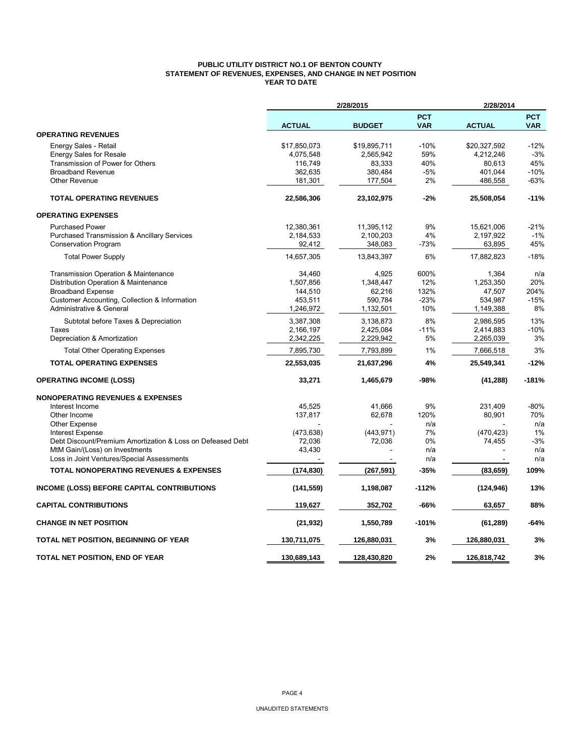# PUBLIC UTILITY DISTRICT NO.1 OF BENTON COUNTY
## STATEMENT OF REVENUES, EXPENSES, AND CHANGE IN NET POSITION
### YEAR TO DATE

| | 2/28/2015 | | | 2/28/2014 | |
|---|---|---|---|---|---|
| | **ACTUAL** | **BUDGET** | **PCT VAR** | **ACTUAL** | **PCT VAR** |
| **OPERATING REVENUES** | | | | | |
| Energy Sales - Retail | $17,850,073 | $19,895,711 | -10% | $20,327,592 | -12% |
| Energy Sales for Resale | 4,075,548 | 2,565,942 | 59% | 4,212,246 | -3% |
| Transmission of Power for Others | 116,749 | 83,333 | 40% | 80,613 | 45% |
| Broadband Revenue | 362,635 | 380,484 | -5% | 401,044 | -10% |
| Other Revenue | 181,301 | 177,504 | 2% | 486,558 | -63% |
| **TOTAL OPERATING REVENUES** | **22,586,306** | **23,102,975** | **-2%** | **25,508,054** | **-11%** |
| **OPERATING EXPENSES** | | | | | |
| Purchased Power | 12,380,361 | 11,395,112 | 9% | 15,621,006 | -21% |
| Purchased Transmission & Ancillary Services | 2,184,533 | 2,100,203 | 4% | 2,197,922 | -1% |
| Conservation Program | 92,412 | 348,083 | -73% | 63,895 | 45% |
| Total Power Supply | 14,657,305 | 13,843,397 | 6% | 17,882,823 | -18% |
| Transmission Operation & Maintenance | 34,460 | 4,925 | 600% | 1,364 | n/a |
| Distribution Operation & Maintenance | 1,507,856 | 1,348,447 | 12% | 1,253,350 | 20% |
| Broadband Expense | 144,510 | 62,216 | 132% | 47,507 | 204% |
| Customer Accounting, Collection & Information | 453,511 | 590,784 | -23% | 534,987 | -15% |
| Administrative & General | 1,246,972 | 1,132,501 | 10% | 1,149,388 | 8% |
| Subtotal before Taxes & Depreciation | 3,387,308 | 3,138,873 | 8% | 2,986,595 | 13% |
| Taxes | 2,166,197 | 2,425,084 | -11% | 2,414,883 | -10% |
| Depreciation & Amortization | 2,342,225 | 2,229,942 | 5% | 2,265,039 | 3% |
| Total Other Operating Expenses | 7,895,730 | 7,793,899 | 1% | 7,666,518 | 3% |
| **TOTAL OPERATING EXPENSES** | **22,553,035** | **21,637,296** | **4%** | **25,549,341** | **-12%** |
| **OPERATING INCOME (LOSS)** | **33,271** | **1,465,679** | **-98%** | **(41,288)** | **-181%** |
| **NONOPERATING REVENUES & EXPENSES** | | | | | |
| Interest Income | 45,525 | 41,666 | 9% | 231,409 | -80% |
| Other Income | 137,817 | 62,678 | 120% | 80,901 | 70% |
| Other Expense | - | - | n/a | - | n/a |
| Interest Expense | (473,638) | (443,971) | 7% | (470,423) | 1% |
| Debt Discount/Premium Amortization & Loss on Defeased Debt | 72,036 | 72,036 | 0% | 74,455 | -3% |
| MtM Gain/(Loss) on Investments | 43,430 | - | n/a | - | n/a |
| Loss in Joint Ventures/Special Assessments | - | - | n/a | - | n/a |
| **TOTAL NONOPERATING REVENUES & EXPENSES** | **(174,830)** | **(267,591)** | **-35%** | **(83,659)** | **109%** |
| **INCOME (LOSS) BEFORE CAPITAL CONTRIBUTIONS** | **(141,559)** | **1,198,087** | **-112%** | **(124,946)** | **13%** |
| **CAPITAL CONTRIBUTIONS** | **119,627** | **352,702** | **-66%** | **63,657** | **88%** |
| **CHANGE IN NET POSITION** | **(21,932)** | **1,550,789** | **-101%** | **(61,289)** | **-64%** |
| **TOTAL NET POSITION, BEGINNING OF YEAR** | **130,711,075** | **126,880,031** | **3%** | **126,880,031** | **3%** |
| **TOTAL NET POSITION, END OF YEAR** | **130,689,143** | **128,430,820** | **2%** | **126,818,742** | **3%** |

UNAUDITED STATEMENTS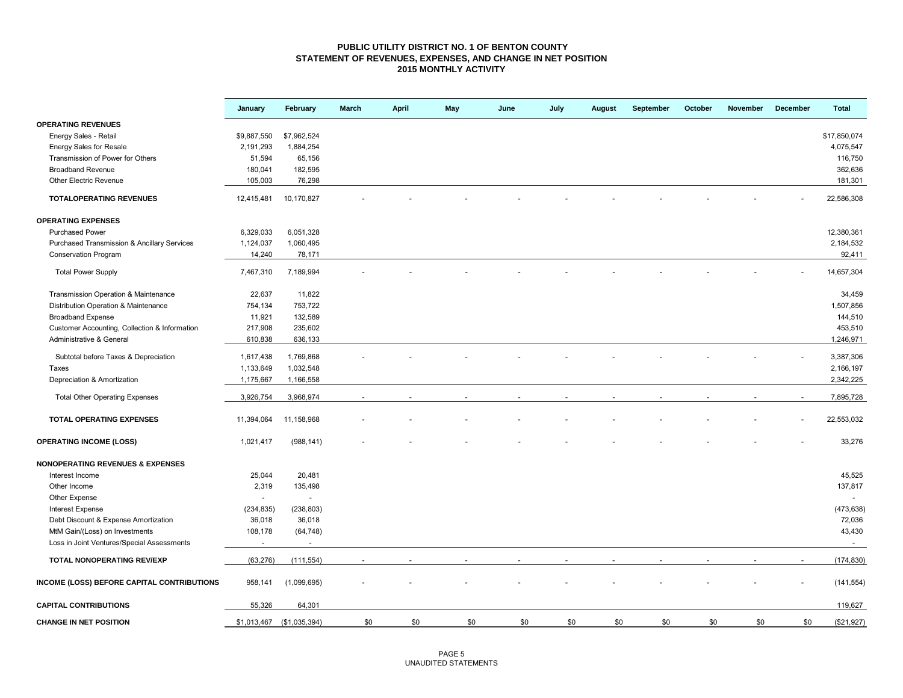**PUBLIC UTILITY DISTRICT NO. 1 OF BENTON COUNTY**
**STATEMENT OF REVENUES, EXPENSES, AND CHANGE IN NET POSITION**
**2015 MONTHLY ACTIVITY**

| | January | February | March | April | May | June | July | August | September | October | November | December | Total |
|---|---|---|---|---|---|---|---|---|---|---|---|---|---|
| **OPERATING REVENUES** | | | | | | | | | | | | | |
| Energy Sales - Retail | $9,887,550 | $7,962,524 | | | | | | | | | | | $17,850,074 |
| Energy Sales for Resale | 2,191,293 | 1,884,254 | | | | | | | | | | | 4,075,547 |
| Transmission of Power for Others | 51,594 | 65,156 | | | | | | | | | | | 116,750 |
| Broadband Revenue | 180,041 | 182,595 | | | | | | | | | | | 362,636 |
| Other Electric Revenue | 105,003 | 76,298 | | | | | | | | | | | 181,301 |
| **TOTALOPERATING REVENUES** | 12,415,481 | 10,170,827 | - | - | - | - | - | - | - | - | - | - | 22,586,308 |
| **OPERATING EXPENSES** | | | | | | | | | | | | | |
| Purchased Power | 6,329,033 | 6,051,328 | | | | | | | | | | | 12,380,361 |
| Purchased Transmission & Ancillary Services | 1,124,037 | 1,060,495 | | | | | | | | | | | 2,184,532 |
| Conservation Program | 14,240 | 78,171 | | | | | | | | | | | 92,411 |
| Total Power Supply | 7,467,310 | 7,189,994 | - | - | - | - | - | - | - | - | - | - | 14,657,304 |
| Transmission Operation & Maintenance | 22,637 | 11,822 | | | | | | | | | | | 34,459 |
| Distribution Operation & Maintenance | 754,134 | 753,722 | | | | | | | | | | | 1,507,856 |
| Broadband Expense | 11,921 | 132,589 | | | | | | | | | | | 144,510 |
| Customer Accounting, Collection & Information | 217,908 | 235,602 | | | | | | | | | | | 453,510 |
| Administrative & General | 610,838 | 636,133 | | | | | | | | | | | 1,246,971 |
| Subtotal before Taxes & Depreciation | 1,617,438 | 1,769,868 | - | - | - | - | - | - | - | - | - | - | 3,387,306 |
| Taxes | 1,133,649 | 1,032,548 | | | | | | | | | | | 2,166,197 |
| Depreciation & Amortization | 1,175,667 | 1,166,558 | | | | | | | | | | | 2,342,225 |
| Total Other Operating Expenses | 3,926,754 | 3,968,974 | - | - | - | - | - | - | - | - | - | - | 7,895,728 |
| **TOTAL OPERATING EXPENSES** | 11,394,064 | 11,158,968 | - | - | - | - | - | - | - | - | - | - | 22,553,032 |
| **OPERATING INCOME (LOSS)** | 1,021,417 | (988,141) | - | - | - | - | - | - | - | - | - | - | 33,276 |
| **NONOPERATING REVENUES & EXPENSES** | | | | | | | | | | | | | |
| Interest Income | 25,044 | 20,481 | | | | | | | | | | | 45,525 |
| Other Income | 2,319 | 135,498 | | | | | | | | | | | 137,817 |
| Other Expense | - | - | | | | | | | | | | | - |
| Interest Expense | (234,835) | (238,803) | | | | | | | | | | | (473,638) |
| Debt Discount & Expense Amortization | 36,018 | 36,018 | | | | | | | | | | | 72,036 |
| MtM Gain/(Loss) on Investments | 108,178 | (64,748) | | | | | | | | | | | 43,430 |
| Loss in Joint Ventures/Special Assessments | - | - | | | | | | | | | | | - |
| **TOTAL NONOPERATING REV/EXP** | (63,276) | (111,554) | - | - | - | - | - | - | - | - | - | - | (174,830) |
| **INCOME (LOSS) BEFORE CAPITAL CONTRIBUTIONS** | 958,141 | (1,099,695) | - | - | - | - | - | - | - | - | - | - | (141,554) |
| **CAPITAL CONTRIBUTIONS** | 55,326 | 64,301 | | | | | | | | | | | 119,627 |
| **CHANGE IN NET POSITION** | $1,013,467 | ($1,035,394) | $0 | $0 | $0 | $0 | $0 | $0 | $0 | $0 | $0 | $0 | ($21,927) |

UNAUDITED STATEMENTS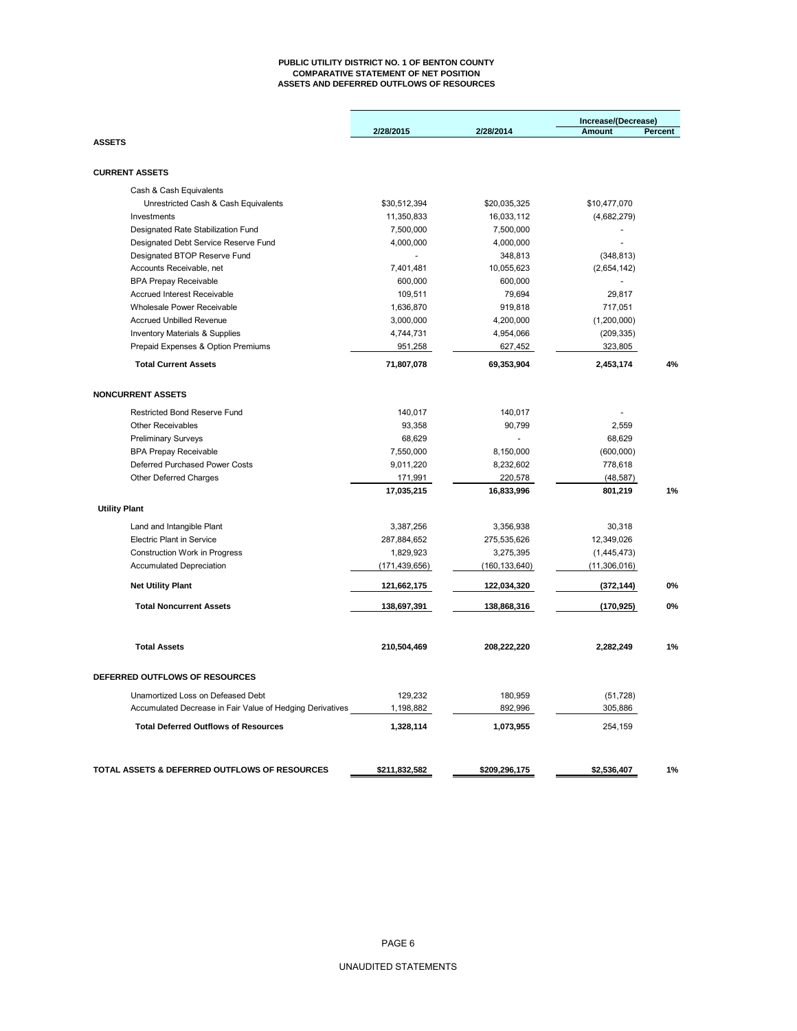**PUBLIC UTILITY DISTRICT NO. 1 OF BENTON COUNTY**
**COMPARATIVE STATEMENT OF NET POSITION**
**ASSETS AND DEFERRED OUTFLOWS OF RESOURCES**

| | 2/28/2015 | 2/28/2014 | Increase/(Decrease) Amount | Percent |
|---|---|---|---|---|
| **ASSETS** | | | | |
| **CURRENT ASSETS** | | | | |
| Cash & Cash Equivalents | | | | |
| Unrestricted Cash & Cash Equivalents | $30,512,394 | $20,035,325 | $10,477,070 | |
| Investments | 11,350,833 | 16,033,112 | (4,682,279) | |
| Designated Rate Stabilization Fund | 7,500,000 | 7,500,000 | - | |
| Designated Debt Service Reserve Fund | 4,000,000 | 4,000,000 | - | |
| Designated BTOP Reserve Fund | - | 348,813 | (348,813) | |
| Accounts Receivable, net | 7,401,481 | 10,055,623 | (2,654,142) | |
| BPA Prepay Receivable | 600,000 | 600,000 | - | |
| Accrued Interest Receivable | 109,511 | 79,694 | 29,817 | |
| Wholesale Power Receivable | 1,636,870 | 919,818 | 717,051 | |
| Accrued Unbilled Revenue | 3,000,000 | 4,200,000 | (1,200,000) | |
| Inventory Materials & Supplies | 4,744,731 | 4,954,066 | (209,335) | |
| Prepaid Expenses & Option Premiums | 951,258 | 627,452 | 323,805 | |
| **Total Current Assets** | **71,807,078** | **69,353,904** | **2,453,174** | **4%** |
| **NONCURRENT ASSETS** | | | | |
| Restricted Bond Reserve Fund | 140,017 | 140,017 | - | |
| Other Receivables | 93,358 | 90,799 | 2,559 | |
| Preliminary Surveys | 68,629 | - | 68,629 | |
| BPA Prepay Receivable | 7,550,000 | 8,150,000 | (600,000) | |
| Deferred Purchased Power Costs | 9,011,220 | 8,232,602 | 778,618 | |
| Other Deferred Charges | 171,991 | 220,578 | (48,587) | |
| | **17,035,215** | **16,833,996** | **801,219** | **1%** |
| **Utility Plant** | | | | |
| Land and Intangible Plant | 3,387,256 | 3,356,938 | 30,318 | |
| Electric Plant in Service | 287,884,652 | 275,535,626 | 12,349,026 | |
| Construction Work in Progress | 1,829,923 | 3,275,395 | (1,445,473) | |
| Accumulated Depreciation | (171,439,656) | (160,133,640) | (11,306,016) | |
| **Net Utility Plant** | **121,662,175** | **122,034,320** | **(372,144)** | **0%** |
| **Total Noncurrent Assets** | **138,697,391** | **138,868,316** | **(170,925)** | **0%** |
| **Total Assets** | **210,504,469** | **208,222,220** | **2,282,249** | **1%** |
| **DEFERRED OUTFLOWS OF RESOURCES** | | | | |
| Unamortized Loss on Defeased Debt | 129,232 | 180,959 | (51,728) | |
| Accumulated Decrease in Fair Value of Hedging Derivatives | 1,198,882 | 892,996 | 305,886 | |
| **Total Deferred Outflows of Resources** | **1,328,114** | **1,073,955** | 254,159 | |
| **TOTAL ASSETS & DEFERRED OUTFLOWS OF RESOURCES** | **$211,832,582** | **$209,296,175** | **$2,536,407** | **1%** |

UNAUDITED STATEMENTS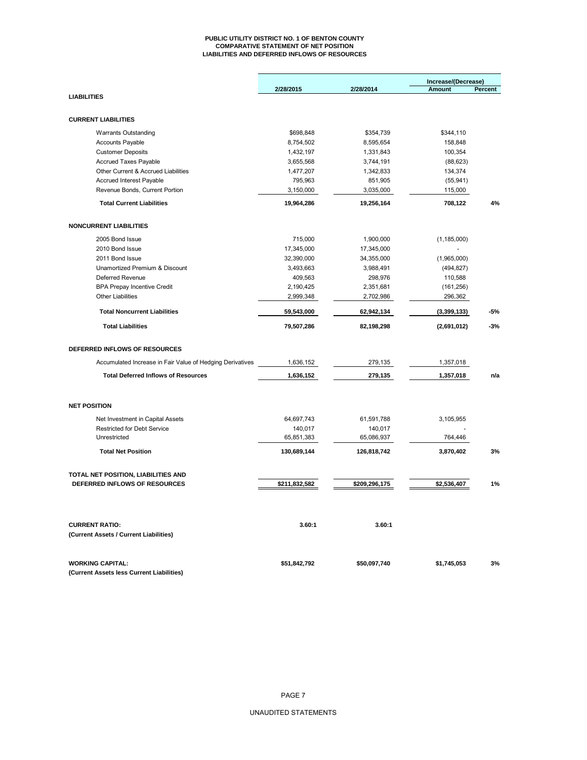# PUBLIC UTILITY DISTRICT NO. 1 OF BENTON COUNTY
## COMPARATIVE STATEMENT OF NET POSITION
## LIABILITIES AND DEFERRED INFLOWS OF RESOURCES

| | 2/28/2015 | 2/28/2014 | Increase/(Decrease) Amount | Percent |
|---|---|---|---|---|
| **LIABILITIES** | | | | |
| **CURRENT LIABILITIES** | | | | |
| Warrants Outstanding | $698,848 | $354,739 | $344,110 | |
| Accounts Payable | 8,754,502 | 8,595,654 | 158,848 | |
| Customer Deposits | 1,432,197 | 1,331,843 | 100,354 | |
| Accrued Taxes Payable | 3,655,568 | 3,744,191 | (88,623) | |
| Other Current & Accrued Liabilities | 1,477,207 | 1,342,833 | 134,374 | |
| Accrued Interest Payable | 795,963 | 851,905 | (55,941) | |
| Revenue Bonds, Current Portion | 3,150,000 | 3,035,000 | 115,000 | |
| **Total Current Liabilities** | **19,964,286** | **19,256,164** | **708,122** | **4%** |
| **NONCURRENT LIABILITIES** | | | | |
| 2005 Bond Issue | 715,000 | 1,900,000 | (1,185,000) | |
| 2010 Bond Issue | 17,345,000 | 17,345,000 | - | |
| 2011 Bond Issue | 32,390,000 | 34,355,000 | (1,965,000) | |
| Unamortized Premium & Discount | 3,493,663 | 3,988,491 | (494,827) | |
| Deferred Revenue | 409,563 | 298,976 | 110,588 | |
| BPA Prepay Incentive Credit | 2,190,425 | 2,351,681 | (161,256) | |
| Other Liabilities | 2,999,348 | 2,702,986 | 296,362 | |
| **Total Noncurrent Liabilities** | **59,543,000** | **62,942,134** | **(3,399,133)** | **-5%** |
| **Total Liabilities** | **79,507,286** | **82,198,298** | **(2,691,012)** | **-3%** |
| **DEFERRED INFLOWS OF RESOURCES** | | | | |
| Accumulated Increase in Fair Value of Hedging Derivatives | 1,636,152 | 279,135 | 1,357,018 | |
| **Total Deferred Inflows of Resources** | **1,636,152** | **279,135** | **1,357,018** | **n/a** |
| **NET POSITION** | | | | |
| Net Investment in Capital Assets | 64,697,743 | 61,591,788 | 3,105,955 | |
| Restricted for Debt Service | 140,017 | 140,017 | - | |
| Unrestricted | 65,851,383 | 65,086,937 | 764,446 | |
| **Total Net Position** | **130,689,144** | **126,818,742** | **3,870,402** | **3%** |
| **TOTAL NET POSITION, LIABILITIES AND DEFERRED INFLOWS OF RESOURCES** | **$211,832,582** | **$209,296,175** | **$2,536,407** | **1%** |
| **CURRENT RATIO:** (Current Assets / Current Liabilities) | **3.60:1** | **3.60:1** | | |
| **WORKING CAPITAL:** (Current Assets less Current Liabilities) | **$51,842,792** | **$50,097,740** | **$1,745,053** | **3%** |

UNAUDITED STATEMENTS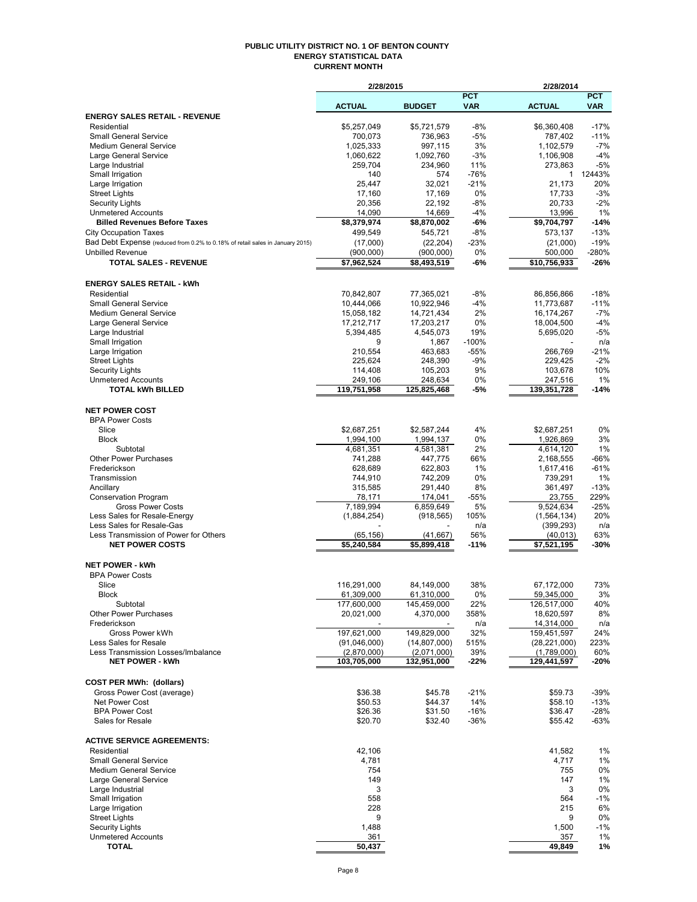# PUBLIC UTILITY DISTRICT NO. 1 OF BENTON COUNTY
## ENERGY STATISTICAL DATA
### CURRENT MONTH

| | 2/28/2015 | | | 2/28/2014 | |
|---|---|---|---|---|---|
| | ACTUAL | BUDGET | PCT VAR | ACTUAL | PCT VAR |
| **ENERGY SALES RETAIL - REVENUE** | | | | | |
| Residential | $5,257,049 | $5,721,579 | -8% | $6,360,408 | -17% |
| Small General Service | 700,073 | 736,963 | -5% | 787,402 | -11% |
| Medium General Service | 1,025,333 | 997,115 | 3% | 1,102,579 | -7% |
| Large General Service | 1,060,622 | 1,092,760 | -3% | 1,106,908 | -4% |
| Large Industrial | 259,704 | 234,960 | 11% | 273,863 | -5% |
| Small Irrigation | 140 | 574 | -76% | 1 | 12443% |
| Large Irrigation | 25,447 | 32,021 | -21% | 21,173 | 20% |
| Street Lights | 17,160 | 17,169 | 0% | 17,733 | -3% |
| Security Lights | 20,356 | 22,192 | -8% | 20,733 | -2% |
| Unmetered Accounts | 14,090 | 14,669 | -4% | 13,996 | 1% |
| **Billed Revenues Before Taxes** | **$8,379,974** | **$8,870,002** | **-6%** | **$9,704,797** | **-14%** |
| City Occupation Taxes | 499,549 | 545,721 | -8% | 573,137 | -13% |
| Bad Debt Expense (reduced from 0.2% to 0.18% of retail sales in January 2015) | (17,000) | (22,204) | -23% | (21,000) | -19% |
| Unbilled Revenue | (900,000) | (900,000) | 0% | 500,000 | -280% |
| **TOTAL SALES - REVENUE** | **$7,962,524** | **$8,493,519** | **-6%** | **$10,756,933** | **-26%** |
| **ENERGY SALES RETAIL - kWh** | | | | | |
| Residential | 70,842,807 | 77,365,021 | -8% | 86,856,866 | -18% |
| Small General Service | 10,444,066 | 10,922,946 | -4% | 11,773,687 | -11% |
| Medium General Service | 15,058,182 | 14,721,434 | 2% | 16,174,267 | -7% |
| Large General Service | 17,212,717 | 17,203,217 | 0% | 18,004,500 | -4% |
| Large Industrial | 5,394,485 | 4,545,073 | 19% | 5,695,020 | -5% |
| Small Irrigation | 9 | 1,867 | -100% | - | n/a |
| Large Irrigation | 210,554 | 463,683 | -55% | 266,769 | -21% |
| Street Lights | 225,624 | 248,390 | -9% | 229,425 | -2% |
| Security Lights | 114,408 | 105,203 | 9% | 103,678 | 10% |
| Unmetered Accounts | 249,106 | 248,634 | 0% | 247,516 | 1% |
| **TOTAL kWh BILLED** | **119,751,958** | **125,825,468** | **-5%** | **139,351,728** | **-14%** |
| **NET POWER COST** | | | | | |
| BPA Power Costs | | | | | |
| Slice | $2,687,251 | $2,587,244 | 4% | $2,687,251 | 0% |
| Block | 1,994,100 | 1,994,137 | 0% | 1,926,869 | 3% |
| Subtotal | 4,681,351 | 4,581,381 | 2% | 4,614,120 | 1% |
| Other Power Purchases | 741,288 | 447,775 | 66% | 2,168,555 | -66% |
| Frederickson | 628,689 | 622,803 | 1% | 1,617,416 | -61% |
| Transmission | 744,910 | 742,209 | 0% | 739,291 | 1% |
| Ancillary | 315,585 | 291,440 | 8% | 361,497 | -13% |
| Conservation Program | 78,171 | 174,041 | -55% | 23,755 | 229% |
| Gross Power Costs | 7,189,994 | 6,859,649 | 5% | 9,524,634 | -25% |
| Less Sales for Resale-Energy | (1,884,254) | (918,565) | 105% | (1,564,134) | 20% |
| Less Sales for Resale-Gas | - | - | n/a | (399,293) | n/a |
| Less Transmission of Power for Others | (65,156) | (41,667) | 56% | (40,013) | 63% |
| **NET POWER COSTS** | **$5,240,584** | **$5,899,418** | **-11%** | **$7,521,195** | **-30%** |
| **NET POWER - kWh** | | | | | |
| BPA Power Costs | | | | | |
| Slice | 116,291,000 | 84,149,000 | 38% | 67,172,000 | 73% |
| Block | 61,309,000 | 61,310,000 | 0% | 59,345,000 | 3% |
| Subtotal | 177,600,000 | 145,459,000 | 22% | 126,517,000 | 40% |
| Other Power Purchases | 20,021,000 | 4,370,000 | 358% | 18,620,597 | 8% |
| Frederickson | - | - | n/a | 14,314,000 | n/a |
| Gross Power kWh | 197,621,000 | 149,829,000 | 32% | 159,451,597 | 24% |
| Less Sales for Resale | (91,046,000) | (14,807,000) | 515% | (28,221,000) | 223% |
| Less Transmission Losses/Imbalance | (2,870,000) | (2,071,000) | 39% | (1,789,000) | 60% |
| **NET POWER - kWh** | **103,705,000** | **132,951,000** | **-22%** | **129,441,597** | **-20%** |
| **COST PER MWh: (dollars)** | | | | | |
| Gross Power Cost (average) | $36.38 | $45.78 | -21% | $59.73 | -39% |
| Net Power Cost | $50.53 | $44.37 | 14% | $58.10 | -13% |
| BPA Power Cost | $26.36 | $31.50 | -16% | $36.47 | -28% |
| Sales for Resale | $20.70 | $32.40 | -36% | $55.42 | -63% |
| **ACTIVE SERVICE AGREEMENTS:** | | | | | |
| Residential | 42,106 | | | 41,582 | 1% |
| Small General Service | 4,781 | | | 4,717 | 1% |
| Medium General Service | 754 | | | 755 | 0% |
| Large General Service | 149 | | | 147 | 1% |
| Large Industrial | 3 | | | 3 | 0% |
| Small Irrigation | 558 | | | 564 | -1% |
| Large Irrigation | 228 | | | 215 | 6% |
| Street Lights | 9 | | | 9 | 0% |
| Security Lights | 1,488 | | | 1,500 | -1% |
| Unmetered Accounts | 361 | | | 357 | 1% |
| **TOTAL** | **50,437** | | | **49,849** | **1%** |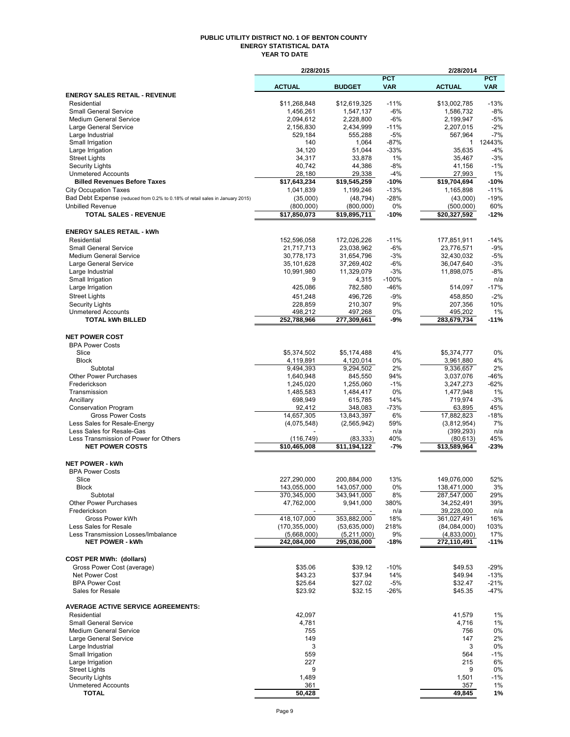# PUBLIC UTILITY DISTRICT NO. 1 OF BENTON COUNTY
## ENERGY STATISTICAL DATA
### YEAR TO DATE

| | 2/28/2015 | | | 2/28/2014 | |
|---|---|---|---|---|---|
| | ACTUAL | BUDGET | PCT VAR | ACTUAL | PCT VAR |
| **ENERGY SALES RETAIL - REVENUE** | | | | | |
| Residential | $11,268,848 | $12,619,325 | -11% | $13,002,785 | -13% |
| Small General Service | 1,456,261 | 1,547,137 | -6% | 1,586,732 | -8% |
| Medium General Service | 2,094,612 | 2,228,800 | -6% | 2,199,947 | -5% |
| Large General Service | 2,156,830 | 2,434,999 | -11% | 2,207,015 | -2% |
| Large Industrial | 529,184 | 555,288 | -5% | 567,964 | -7% |
| Small Irrigation | 140 | 1,064 | -87% | 1 | 12443% |
| Large Irrigation | 34,120 | 51,044 | -33% | 35,635 | -4% |
| Street Lights | 34,317 | 33,878 | 1% | 35,467 | -3% |
| Security Lights | 40,742 | 44,386 | -8% | 41,156 | -1% |
| Unmetered Accounts | 28,180 | 29,338 | -4% | 27,993 | 1% |
| **Billed Revenues Before Taxes** | **$17,643,234** | **$19,545,259** | **-10%** | **$19,704,694** | **-10%** |
| City Occupation Taxes | 1,041,839 | 1,199,246 | -13% | 1,165,898 | -11% |
| Bad Debt Expense (reduced from 0.2% to 0.18% of retail sales in January 2015) | (35,000) | (48,794) | -28% | (43,000) | -19% |
| Unbilled Revenue | (800,000) | (800,000) | 0% | (500,000) | 60% |
| **TOTAL SALES - REVENUE** | **$17,850,073** | **$19,895,711** | **-10%** | **$20,327,592** | **-12%** |
| **ENERGY SALES RETAIL - kWh** | | | | | |
| Residential | 152,596,058 | 172,026,226 | -11% | 177,851,911 | -14% |
| Small General Service | 21,717,713 | 23,038,962 | -6% | 23,776,571 | -9% |
| Medium General Service | 30,778,173 | 31,654,796 | -3% | 32,430,032 | -5% |
| Large General Service | 35,101,628 | 37,269,402 | -6% | 36,047,640 | -3% |
| Large Industrial | 10,991,980 | 11,329,079 | -3% | 11,898,075 | -8% |
| Small Irrigation | 9 | 4,315 | -100% | - | n/a |
| Large Irrigation | 425,086 | 782,580 | -46% | 514,097 | -17% |
| Street Lights | 451,248 | 496,726 | -9% | 458,850 | -2% |
| Security Lights | 228,859 | 210,307 | 9% | 207,356 | 10% |
| Unmetered Accounts | 498,212 | 497,268 | 0% | 495,202 | 1% |
| **TOTAL kWh BILLED** | **252,788,966** | **277,309,661** | **-9%** | **283,679,734** | **-11%** |
| **NET POWER COST** | | | | | |
| BPA Power Costs | | | | | |
| Slice | $5,374,502 | $5,174,488 | 4% | $5,374,777 | 0% |
| Block | 4,119,891 | 4,120,014 | 0% | 3,961,880 | 4% |
| Subtotal | 9,494,393 | 9,294,502 | 2% | 9,336,657 | 2% |
| Other Power Purchases | 1,640,948 | 845,550 | 94% | 3,037,076 | -46% |
| Frederickson | 1,245,020 | 1,255,060 | -1% | 3,247,273 | -62% |
| Transmission | 1,485,583 | 1,484,417 | 0% | 1,477,948 | 1% |
| Ancillary | 698,949 | 615,785 | 14% | 719,974 | -3% |
| Conservation Program | 92,412 | 348,083 | -73% | 63,895 | 45% |
| Gross Power Costs | 14,657,305 | 13,843,397 | 6% | 17,882,823 | -18% |
| Less Sales for Resale-Energy | (4,075,548) | (2,565,942) | 59% | (3,812,954) | 7% |
| Less Sales for Resale-Gas | - | - | n/a | (399,293) | n/a |
| Less Transmission of Power for Others | (116,749) | (83,333) | 40% | (80,613) | 45% |
| **NET POWER COSTS** | **$10,465,008** | **$11,194,122** | **-7%** | **$13,589,964** | **-23%** |
| **NET POWER - kWh** | | | | | |
| BPA Power Costs | | | | | |
| Slice | 227,290,000 | 200,884,000 | 13% | 149,076,000 | 52% |
| Block | 143,055,000 | 143,057,000 | 0% | 138,471,000 | 3% |
| Subtotal | 370,345,000 | 343,941,000 | 8% | 287,547,000 | 29% |
| Other Power Purchases | 47,762,000 | 9,941,000 | 380% | 34,252,491 | 39% |
| Frederickson | - | - | n/a | 39,228,000 | n/a |
| Gross Power kWh | 418,107,000 | 353,882,000 | 18% | 361,027,491 | 16% |
| Less Sales for Resale | (170,355,000) | (53,635,000) | 218% | (84,084,000) | 103% |
| Less Transmission Losses/Imbalance | (5,668,000) | (5,211,000) | 9% | (4,833,000) | 17% |
| **NET POWER - kWh** | **242,084,000** | **295,036,000** | **-18%** | **272,110,491** | **-11%** |
| **COST PER MWh: (dollars)** | | | | | |
| Gross Power Cost (average) | $35.06 | $39.12 | -10% | $49.53 | -29% |
| Net Power Cost | $43.23 | $37.94 | 14% | $49.94 | -13% |
| BPA Power Cost | $25.64 | $27.02 | -5% | $32.47 | -21% |
| Sales for Resale | $23.92 | $32.15 | -26% | $45.35 | -47% |
| **AVERAGE ACTIVE SERVICE AGREEMENTS:** | | | | | |
| Residential | 42,097 | | | 41,579 | 1% |
| Small General Service | 4,781 | | | 4,716 | 1% |
| Medium General Service | 755 | | | 756 | 0% |
| Large General Service | 149 | | | 147 | 2% |
| Large Industrial | 3 | | | 3 | 0% |
| Small Irrigation | 559 | | | 564 | -1% |
| Large Irrigation | 227 | | | 215 | 6% |
| Street Lights | 9 | | | 9 | 0% |
| Security Lights | 1,489 | | | 1,501 | -1% |
| Unmetered Accounts | 361 | | | 357 | 1% |
| **TOTAL** | **50,428** | | | **49,845** | **1%** |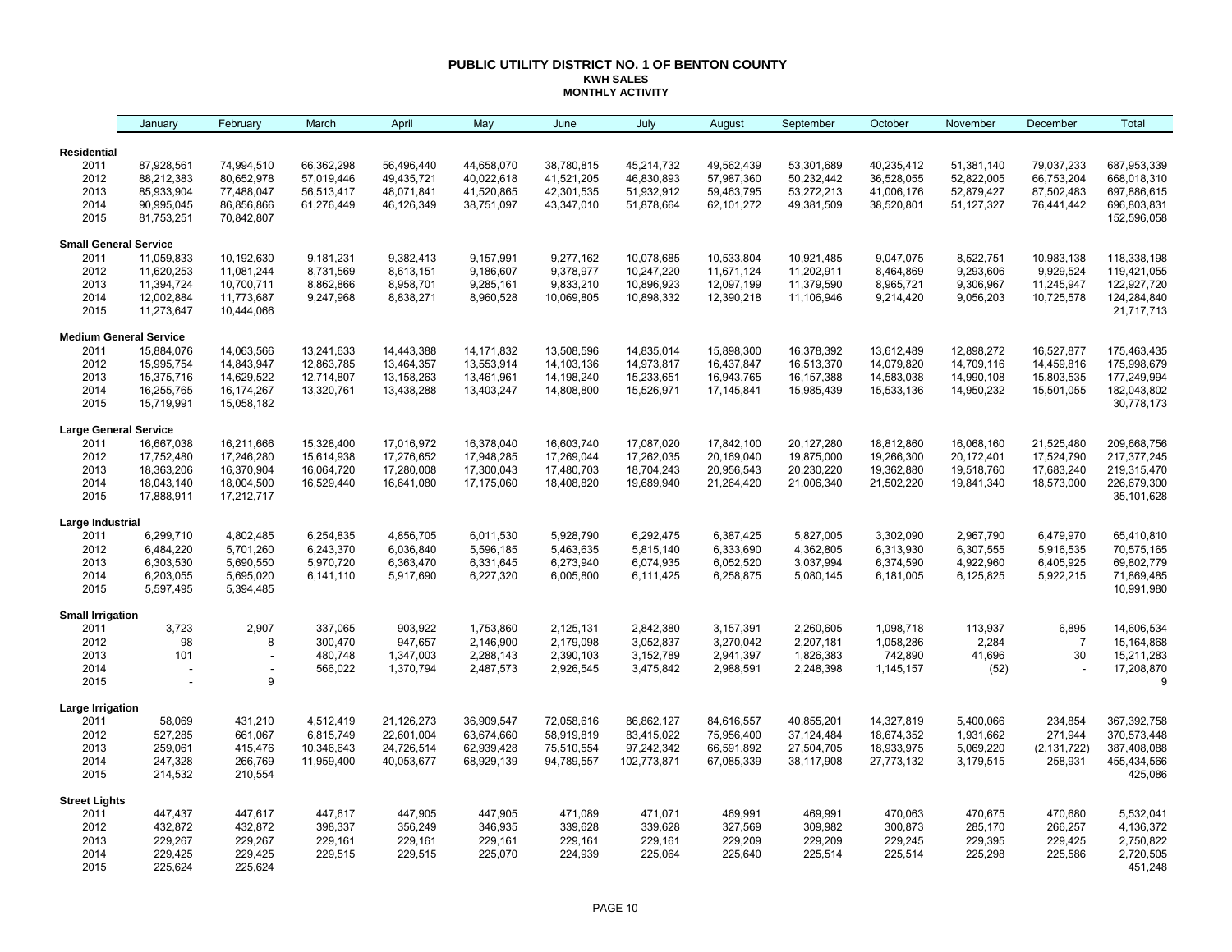# PUBLIC UTILITY DISTRICT NO. 1 OF BENTON COUNTY

## KWH SALES

### MONTHLY ACTIVITY

| | January | February | March | April | May | June | July | August | September | October | November | December | Total |
|---|---|---|---|---|---|---|---|---|---|---|---|---|---|
| **Residential** | | | | | | | | | | | | | |
| 2011 | 87,928,561 | 74,994,510 | 66,362,298 | 56,496,440 | 44,658,070 | 38,780,815 | 45,214,732 | 49,562,439 | 53,301,689 | 40,235,412 | 51,381,140 | 79,037,233 | 687,953,339 |
| 2012 | 88,212,383 | 80,652,978 | 57,019,446 | 49,435,721 | 40,022,618 | 41,521,205 | 46,830,893 | 57,987,360 | 50,232,442 | 36,528,055 | 52,822,005 | 66,753,204 | 668,018,310 |
| 2013 | 85,933,904 | 77,488,047 | 56,513,417 | 48,071,841 | 41,520,865 | 42,301,535 | 51,932,912 | 59,463,795 | 53,272,213 | 41,006,176 | 52,879,427 | 87,502,483 | 697,886,615 |
| 2014 | 90,995,045 | 86,856,866 | 61,276,449 | 46,126,349 | 38,751,097 | 43,347,010 | 51,878,664 | 62,101,272 | 49,381,509 | 38,520,801 | 51,127,327 | 76,441,442 | 696,803,831 |
| 2015 | 81,753,251 | 70,842,807 | | | | | | | | | | | 152,596,058 |
| **Small General Service** | | | | | | | | | | | | | |
| 2011 | 11,059,833 | 10,192,630 | 9,181,231 | 9,382,413 | 9,157,991 | 9,277,162 | 10,078,685 | 10,533,804 | 10,921,485 | 9,047,075 | 8,522,751 | 10,983,138 | 118,338,198 |
| 2012 | 11,620,253 | 11,081,244 | 8,731,569 | 8,613,151 | 9,186,607 | 9,378,977 | 10,247,220 | 11,671,124 | 11,202,911 | 8,464,869 | 9,293,606 | 9,929,524 | 119,421,055 |
| 2013 | 11,394,724 | 10,700,711 | 8,862,866 | 8,958,701 | 9,285,161 | 9,833,210 | 10,896,923 | 12,097,199 | 11,379,590 | 8,965,721 | 9,306,967 | 11,245,947 | 122,927,720 |
| 2014 | 12,002,884 | 11,773,687 | 9,247,968 | 8,838,271 | 8,960,528 | 10,069,805 | 10,898,332 | 12,390,218 | 11,106,946 | 9,214,420 | 9,056,203 | 10,725,578 | 124,284,840 |
| 2015 | 11,273,647 | 10,444,066 | | | | | | | | | | | 21,717,713 |
| **Medium General Service** | | | | | | | | | | | | | |
| 2011 | 15,884,076 | 14,063,566 | 13,241,633 | 14,443,388 | 14,171,832 | 13,508,596 | 14,835,014 | 15,898,300 | 16,378,392 | 13,612,489 | 12,898,272 | 16,527,877 | 175,463,435 |
| 2012 | 15,995,754 | 14,843,947 | 12,863,785 | 13,464,357 | 13,553,914 | 14,103,136 | 14,973,817 | 16,437,847 | 16,513,370 | 14,079,820 | 14,709,116 | 14,459,816 | 175,998,679 |
| 2013 | 15,375,716 | 14,629,522 | 12,714,807 | 13,158,263 | 13,461,961 | 14,198,240 | 15,233,651 | 16,943,765 | 16,157,388 | 14,583,038 | 14,990,108 | 15,803,535 | 177,249,994 |
| 2014 | 16,255,765 | 16,174,267 | 13,320,761 | 13,438,288 | 13,403,247 | 14,808,800 | 15,526,971 | 17,145,841 | 15,985,439 | 15,533,136 | 14,950,232 | 15,501,055 | 182,043,802 |
| 2015 | 15,719,991 | 15,058,182 | | | | | | | | | | | 30,778,173 |
| **Large General Service** | | | | | | | | | | | | | |
| 2011 | 16,667,038 | 16,211,666 | 15,328,400 | 17,016,972 | 16,378,040 | 16,603,740 | 17,087,020 | 17,842,100 | 20,127,280 | 18,812,860 | 16,068,160 | 21,525,480 | 209,668,756 |
| 2012 | 17,752,480 | 17,246,280 | 15,614,938 | 17,276,652 | 17,948,285 | 17,269,044 | 17,262,035 | 20,169,040 | 19,875,000 | 19,266,300 | 20,172,401 | 17,524,790 | 217,377,245 |
| 2013 | 18,363,206 | 16,370,904 | 16,064,720 | 17,280,008 | 17,300,043 | 17,480,703 | 18,704,243 | 20,956,543 | 20,230,220 | 19,362,880 | 19,518,760 | 17,683,240 | 219,315,470 |
| 2014 | 18,043,140 | 18,004,500 | 16,529,440 | 16,641,080 | 17,175,060 | 18,408,820 | 19,689,940 | 21,264,420 | 21,006,340 | 21,502,220 | 19,841,340 | 18,573,000 | 226,679,300 |
| 2015 | 17,888,911 | 17,212,717 | | | | | | | | | | | 35,101,628 |
| **Large Industrial** | | | | | | | | | | | | | |
| 2011 | 6,299,710 | 4,802,485 | 6,254,835 | 4,856,705 | 6,011,530 | 5,928,790 | 6,292,475 | 6,387,425 | 5,827,005 | 3,302,090 | 2,967,790 | 6,479,970 | 65,410,810 |
| 2012 | 6,484,220 | 5,701,260 | 6,243,370 | 6,036,840 | 5,596,185 | 5,463,635 | 5,815,140 | 6,333,690 | 4,362,805 | 6,313,930 | 6,307,555 | 5,916,535 | 70,575,165 |
| 2013 | 6,303,530 | 5,690,550 | 5,970,720 | 6,363,470 | 6,331,645 | 6,273,940 | 6,074,935 | 6,052,520 | 3,037,994 | 6,374,590 | 4,922,960 | 6,405,925 | 69,802,779 |
| 2014 | 6,203,055 | 5,695,020 | 6,141,110 | 5,917,690 | 6,227,320 | 6,005,800 | 6,111,425 | 6,258,875 | 5,080,145 | 6,181,005 | 6,125,825 | 5,922,215 | 71,869,485 |
| 2015 | 5,597,495 | 5,394,485 | | | | | | | | | | | 10,991,980 |
| **Small Irrigation** | | | | | | | | | | | | | |
| 2011 | 3,723 | 2,907 | 337,065 | 903,922 | 1,753,860 | 2,125,131 | 2,842,380 | 3,157,391 | 2,260,605 | 1,098,718 | 113,937 | 6,895 | 14,606,534 |
| 2012 | 98 | 8 | 300,470 | 947,657 | 2,146,900 | 2,179,098 | 3,052,837 | 3,270,042 | 2,207,181 | 1,058,286 | 2,284 | 7 | 15,164,868 |
| 2013 | 101 | - | 480,748 | 1,347,003 | 2,288,143 | 2,390,103 | 3,152,789 | 2,941,397 | 1,826,383 | 742,890 | 41,696 | 30 | 15,211,283 |
| 2014 | - | - | 566,022 | 1,370,794 | 2,487,573 | 2,926,545 | 3,475,842 | 2,988,591 | 2,248,398 | 1,145,157 | (52) | - | 17,208,870 |
| 2015 | - | 9 | | | | | | | | | | | 9 |
| **Large Irrigation** | | | | | | | | | | | | | |
| 2011 | 58,069 | 431,210 | 4,512,419 | 21,126,273 | 36,909,547 | 72,058,616 | 86,862,127 | 84,616,557 | 40,855,201 | 14,327,819 | 5,400,066 | 234,854 | 367,392,758 |
| 2012 | 527,285 | 661,067 | 6,815,749 | 22,601,004 | 63,674,660 | 58,919,819 | 83,415,022 | 75,956,400 | 37,124,484 | 18,674,352 | 1,931,662 | 271,944 | 370,573,448 |
| 2013 | 259,061 | 415,476 | 10,346,643 | 24,726,514 | 62,939,428 | 75,510,554 | 97,242,342 | 66,591,892 | 27,504,705 | 18,933,975 | 5,069,220 | (2,131,722) | 387,408,088 |
| 2014 | 247,328 | 266,769 | 11,959,400 | 40,053,677 | 68,929,139 | 94,789,557 | 102,773,871 | 67,085,339 | 38,117,908 | 27,773,132 | 3,179,515 | 258,931 | 455,434,566 |
| 2015 | 214,532 | 210,554 | | | | | | | | | | | 425,086 |
| **Street Lights** | | | | | | | | | | | | | |
| 2011 | 447,437 | 447,617 | 447,617 | 447,905 | 447,905 | 471,089 | 471,071 | 469,991 | 469,991 | 470,063 | 470,675 | 470,680 | 5,532,041 |
| 2012 | 432,872 | 432,872 | 398,337 | 356,249 | 346,935 | 339,628 | 339,628 | 327,569 | 309,982 | 300,873 | 285,170 | 266,257 | 4,136,372 |
| 2013 | 229,267 | 229,267 | 229,161 | 229,161 | 229,161 | 229,161 | 229,161 | 229,209 | 229,209 | 229,245 | 229,395 | 229,425 | 2,750,822 |
| 2014 | 229,425 | 229,425 | 229,515 | 229,515 | 225,070 | 224,939 | 225,064 | 225,640 | 225,514 | 225,514 | 225,298 | 225,586 | 2,720,505 |
| 2015 | 225,624 | 225,624 | | | | | | | | | | | 451,248 |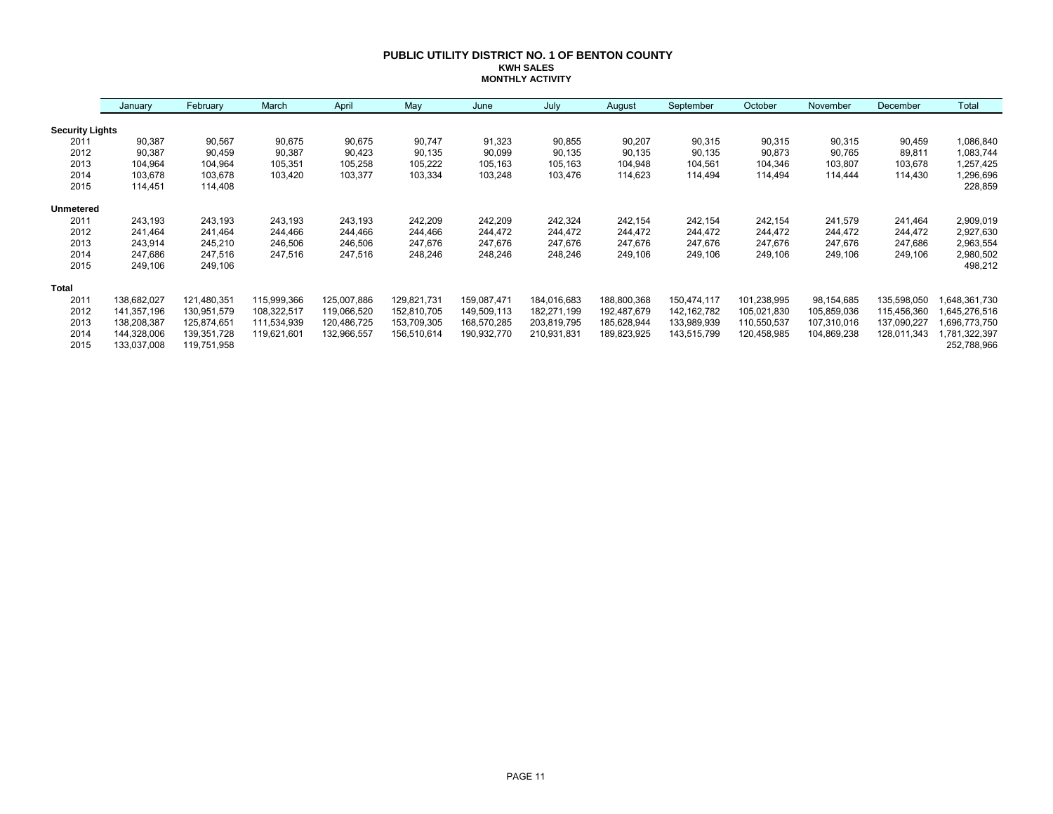# PUBLIC UTILITY DISTRICT NO. 1 OF BENTON COUNTY

## KWH SALES

## MONTHLY ACTIVITY

| | January | February | March | April | May | June | July | August | September | October | November | December | Total |
|---|---|---|---|---|---|---|---|---|---|---|---|---|---|
| **Security Lights** | | | | | | | | | | | | | |
| 2011 | 90,387 | 90,567 | 90,675 | 90,675 | 90,747 | 91,323 | 90,855 | 90,207 | 90,315 | 90,315 | 90,315 | 90,459 | 1,086,840 |
| 2012 | 90,387 | 90,459 | 90,387 | 90,423 | 90,135 | 90,099 | 90,135 | 90,135 | 90,135 | 90,873 | 90,765 | 89,811 | 1,083,744 |
| 2013 | 104,964 | 104,964 | 105,351 | 105,258 | 105,222 | 105,163 | 105,163 | 104,948 | 104,561 | 104,346 | 103,807 | 103,678 | 1,257,425 |
| 2014 | 103,678 | 103,678 | 103,420 | 103,377 | 103,334 | 103,248 | 103,476 | 114,623 | 114,494 | 114,494 | 114,444 | 114,430 | 1,296,696 |
| 2015 | 114,451 | 114,408 | | | | | | | | | | | 228,859 |
| **Unmetered** | | | | | | | | | | | | | |
| 2011 | 243,193 | 243,193 | 243,193 | 243,193 | 242,209 | 242,209 | 242,324 | 242,154 | 242,154 | 242,154 | 241,579 | 241,464 | 2,909,019 |
| 2012 | 241,464 | 241,464 | 244,466 | 244,466 | 244,466 | 244,472 | 244,472 | 244,472 | 244,472 | 244,472 | 244,472 | 244,472 | 2,927,630 |
| 2013 | 243,914 | 245,210 | 246,506 | 246,506 | 247,676 | 247,676 | 247,676 | 247,676 | 247,676 | 247,676 | 247,676 | 247,686 | 2,963,554 |
| 2014 | 247,686 | 247,516 | 247,516 | 247,516 | 248,246 | 248,246 | 248,246 | 249,106 | 249,106 | 249,106 | 249,106 | 249,106 | 2,980,502 |
| 2015 | 249,106 | 249,106 | | | | | | | | | | | 498,212 |
| **Total** | | | | | | | | | | | | | |
| 2011 | 138,682,027 | 121,480,351 | 115,999,366 | 125,007,886 | 129,821,731 | 159,087,471 | 184,016,683 | 188,800,368 | 150,474,117 | 101,238,995 | 98,154,685 | 135,598,050 | 1,648,361,730 |
| 2012 | 141,357,196 | 130,951,579 | 108,322,517 | 119,066,520 | 152,810,705 | 149,509,113 | 182,271,199 | 192,487,679 | 142,162,782 | 105,021,830 | 105,859,036 | 115,456,360 | 1,645,276,516 |
| 2013 | 138,208,387 | 125,874,651 | 111,534,939 | 120,486,725 | 153,709,305 | 168,570,285 | 203,819,795 | 185,628,944 | 133,989,939 | 110,550,537 | 107,310,016 | 137,090,227 | 1,696,773,750 |
| 2014 | 144,328,006 | 139,351,728 | 119,621,601 | 132,966,557 | 156,510,614 | 190,932,770 | 210,931,831 | 189,823,925 | 143,515,799 | 120,458,985 | 104,869,238 | 128,011,343 | 1,781,322,397 |
| 2015 | 133,037,008 | 119,751,958 | | | | | | | | | | | 252,788,966 |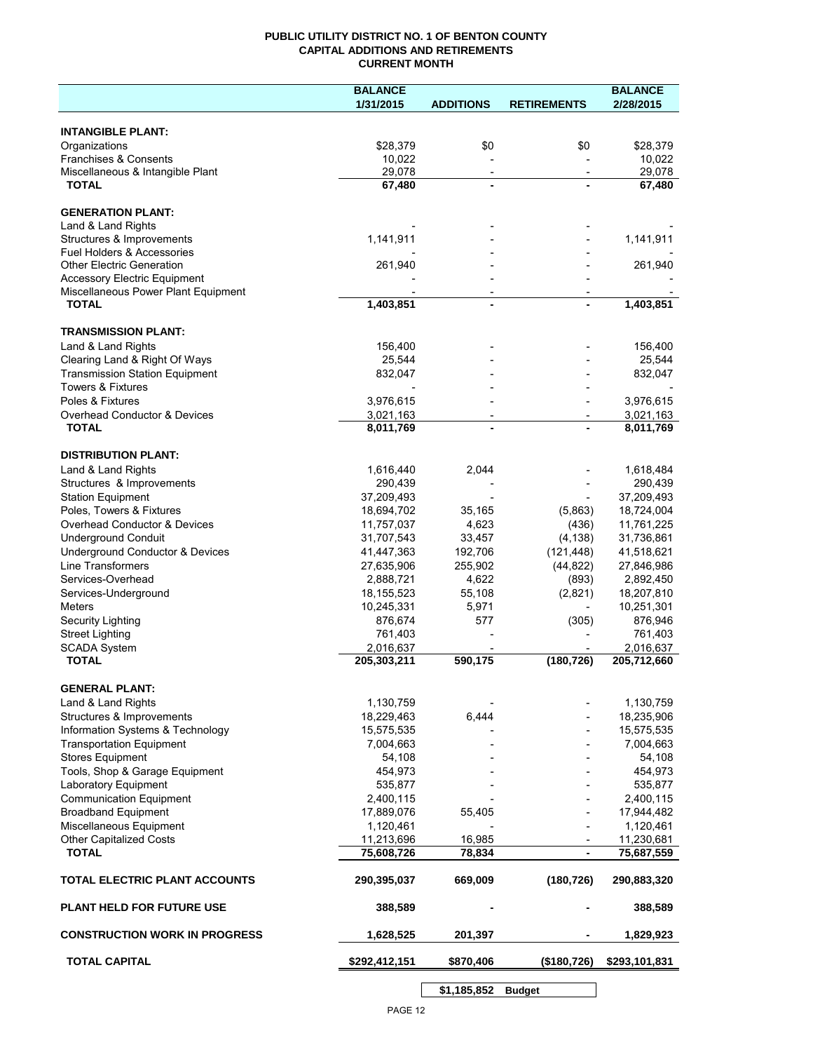**PUBLIC UTILITY DISTRICT NO. 1 OF BENTON COUNTY**
**CAPITAL ADDITIONS AND RETIREMENTS**
**CURRENT MONTH**

| | BALANCE 1/31/2015 | ADDITIONS | RETIREMENTS | BALANCE 2/28/2015 |
|---|---|---|---|---|
| **INTANGIBLE PLANT:** | | | | |
| Organizations | $28,379 | $0 | $0 | $28,379 |
| Franchises & Consents | 10,022 | - | - | 10,022 |
| Miscellaneous & Intangible Plant | 29,078 | - | - | 29,078 |
| **TOTAL** | **67,480** | **-** | **-** | **67,480** |
| **GENERATION PLANT:** | | | | |
| Land & Land Rights | - | - | - | - |
| Structures & Improvements | 1,141,911 | - | - | 1,141,911 |
| Fuel Holders & Accessories | - | - | - | - |
| Other Electric Generation | 261,940 | - | - | 261,940 |
| Accessory Electric Equipment | - | - | - | - |
| Miscellaneous Power Plant Equipment | - | - | - | - |
| **TOTAL** | **1,403,851** | **-** | **-** | **1,403,851** |
| **TRANSMISSION PLANT:** | | | | |
| Land & Land Rights | 156,400 | - | - | 156,400 |
| Clearing Land & Right Of Ways | 25,544 | - | - | 25,544 |
| Transmission Station Equipment | 832,047 | - | - | 832,047 |
| Towers & Fixtures | - | - | - | - |
| Poles & Fixtures | 3,976,615 | - | - | 3,976,615 |
| Overhead Conductor & Devices | 3,021,163 | - | - | 3,021,163 |
| **TOTAL** | **8,011,769** | **-** | **-** | **8,011,769** |
| **DISTRIBUTION PLANT:** | | | | |
| Land & Land Rights | 1,616,440 | 2,044 | - | 1,618,484 |
| Structures & Improvements | 290,439 | - | - | 290,439 |
| Station Equipment | 37,209,493 | - | - | 37,209,493 |
| Poles, Towers & Fixtures | 18,694,702 | 35,165 | (5,863) | 18,724,004 |
| Overhead Conductor & Devices | 11,757,037 | 4,623 | (436) | 11,761,225 |
| Underground Conduit | 31,707,543 | 33,457 | (4,138) | 31,736,861 |
| Underground Conductor & Devices | 41,447,363 | 192,706 | (121,448) | 41,518,621 |
| Line Transformers | 27,635,906 | 255,902 | (44,822) | 27,846,986 |
| Services-Overhead | 2,888,721 | 4,622 | (893) | 2,892,450 |
| Services-Underground | 18,155,523 | 55,108 | (2,821) | 18,207,810 |
| Meters | 10,245,331 | 5,971 | - | 10,251,301 |
| Security Lighting | 876,674 | 577 | (305) | 876,946 |
| Street Lighting | 761,403 | - | - | 761,403 |
| SCADA System | 2,016,637 | - | - | 2,016,637 |
| **TOTAL** | **205,303,211** | **590,175** | **(180,726)** | **205,712,660** |
| **GENERAL PLANT:** | | | | |
| Land & Land Rights | 1,130,759 | - | - | 1,130,759 |
| Structures & Improvements | 18,229,463 | 6,444 | - | 18,235,906 |
| Information Systems & Technology | 15,575,535 | - | - | 15,575,535 |
| Transportation Equipment | 7,004,663 | - | - | 7,004,663 |
| Stores Equipment | 54,108 | - | - | 54,108 |
| Tools, Shop & Garage Equipment | 454,973 | - | - | 454,973 |
| Laboratory Equipment | 535,877 | - | - | 535,877 |
| Communication Equipment | 2,400,115 | - | - | 2,400,115 |
| Broadband Equipment | 17,889,076 | 55,405 | - | 17,944,482 |
| Miscellaneous Equipment | 1,120,461 | - | - | 1,120,461 |
| Other Capitalized Costs | 11,213,696 | 16,985 | - | 11,230,681 |
| **TOTAL** | **75,608,726** | **78,834** | **-** | **75,687,559** |
| **TOTAL ELECTRIC PLANT ACCOUNTS** | **290,395,037** | **669,009** | **(180,726)** | **290,883,320** |
| **PLANT HELD FOR FUTURE USE** | **388,589** | **-** | **-** | **388,589** |
| **CONSTRUCTION WORK IN PROGRESS** | **1,628,525** | **201,397** | **-** | **1,829,923** |
| **TOTAL CAPITAL** | **$292,412,151** | **$870,406** | **($180,726)** | **$293,101,831** |
| | | **$1,185,852** | **Budget** | |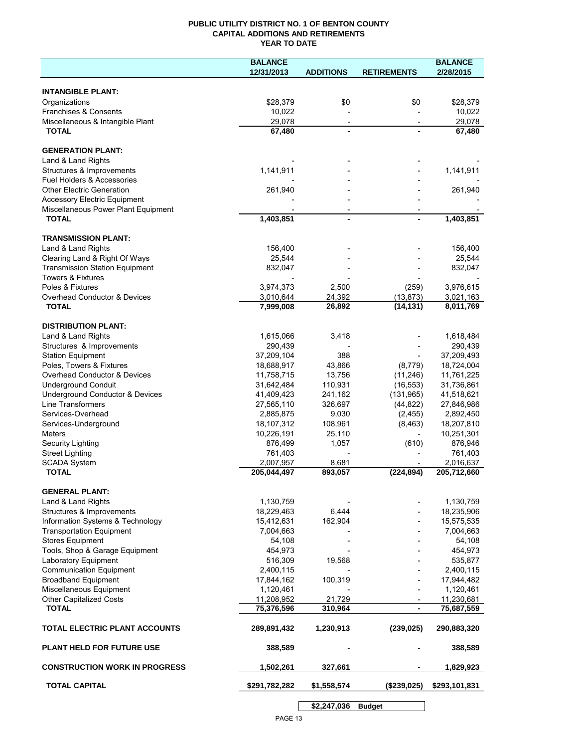**PUBLIC UTILITY DISTRICT NO. 1 OF BENTON COUNTY**
**CAPITAL ADDITIONS AND RETIREMENTS**
**YEAR TO DATE**

| | BALANCE 12/31/2013 | ADDITIONS | RETIREMENTS | BALANCE 2/28/2015 |
|---|---|---|---|---|
| **INTANGIBLE PLANT:** | | | | |
| Organizations | $28,379 | $0 | $0 | $28,379 |
| Franchises & Consents | 10,022 | - | - | 10,022 |
| Miscellaneous & Intangible Plant | 29,078 | - | - | 29,078 |
| **TOTAL** | **67,480** | **-** | **-** | **67,480** |
| **GENERATION PLANT:** | | | | |
| Land & Land Rights | - | - | - | - |
| Structures & Improvements | 1,141,911 | - | - | 1,141,911 |
| Fuel Holders & Accessories | - | - | - | - |
| Other Electric Generation | 261,940 | - | - | 261,940 |
| Accessory Electric Equipment | - | - | - | - |
| Miscellaneous Power Plant Equipment | - | - | - | - |
| **TOTAL** | **1,403,851** | **-** | **-** | **1,403,851** |
| **TRANSMISSION PLANT:** | | | | |
| Land & Land Rights | 156,400 | - | - | 156,400 |
| Clearing Land & Right Of Ways | 25,544 | - | - | 25,544 |
| Transmission Station Equipment | 832,047 | - | - | 832,047 |
| Towers & Fixtures | - | - | - | - |
| Poles & Fixtures | 3,974,373 | 2,500 | (259) | 3,976,615 |
| Overhead Conductor & Devices | 3,010,644 | 24,392 | (13,873) | 3,021,163 |
| **TOTAL** | **7,999,008** | **26,892** | **(14,131)** | **8,011,769** |
| **DISTRIBUTION PLANT:** | | | | |
| Land & Land Rights | 1,615,066 | 3,418 | - | 1,618,484 |
| Structures & Improvements | 290,439 | - | - | 290,439 |
| Station Equipment | 37,209,104 | 388 | - | 37,209,493 |
| Poles, Towers & Fixtures | 18,688,917 | 43,866 | (8,779) | 18,724,004 |
| Overhead Conductor & Devices | 11,758,715 | 13,756 | (11,246) | 11,761,225 |
| Underground Conduit | 31,642,484 | 110,931 | (16,553) | 31,736,861 |
| Underground Conductor & Devices | 41,409,423 | 241,162 | (131,965) | 41,518,621 |
| Line Transformers | 27,565,110 | 326,697 | (44,822) | 27,846,986 |
| Services-Overhead | 2,885,875 | 9,030 | (2,455) | 2,892,450 |
| Services-Underground | 18,107,312 | 108,961 | (8,463) | 18,207,810 |
| Meters | 10,226,191 | 25,110 | - | 10,251,301 |
| Security Lighting | 876,499 | 1,057 | (610) | 876,946 |
| Street Lighting | 761,403 | - | - | 761,403 |
| SCADA System | 2,007,957 | 8,681 | - | 2,016,637 |
| **TOTAL** | **205,044,497** | **893,057** | **(224,894)** | **205,712,660** |
| **GENERAL PLANT:** | | | | |
| Land & Land Rights | 1,130,759 | - | - | 1,130,759 |
| Structures & Improvements | 18,229,463 | 6,444 | - | 18,235,906 |
| Information Systems & Technology | 15,412,631 | 162,904 | - | 15,575,535 |
| Transportation Equipment | 7,004,663 | - | - | 7,004,663 |
| Stores Equipment | 54,108 | - | - | 54,108 |
| Tools, Shop & Garage Equipment | 454,973 | - | - | 454,973 |
| Laboratory Equipment | 516,309 | 19,568 | - | 535,877 |
| Communication Equipment | 2,400,115 | - | - | 2,400,115 |
| Broadband Equipment | 17,844,162 | 100,319 | - | 17,944,482 |
| Miscellaneous Equipment | 1,120,461 | - | - | 1,120,461 |
| Other Capitalized Costs | 11,208,952 | 21,729 | - | 11,230,681 |
| **TOTAL** | **75,376,596** | **310,964** | **-** | **75,687,559** |
| **TOTAL ELECTRIC PLANT ACCOUNTS** | **289,891,432** | **1,230,913** | **(239,025)** | **290,883,320** |
| **PLANT HELD FOR FUTURE USE** | **388,589** | **-** | **-** | **388,589** |
| **CONSTRUCTION WORK IN PROGRESS** | **1,502,261** | **327,661** | **-** | **1,829,923** |
| **TOTAL CAPITAL** | **$291,782,282** | **$1,558,574** | **($239,025)** | **$293,101,831** |
| | | **$2,247,036** | **Budget** | |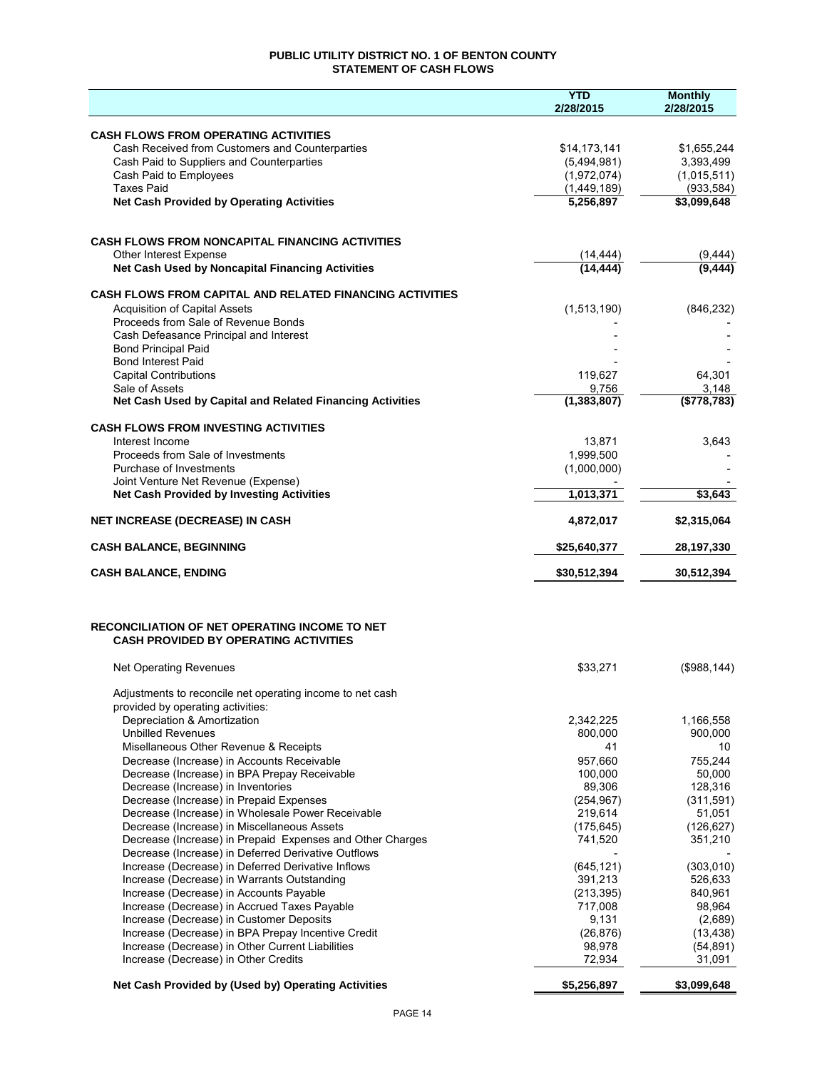# PUBLIC UTILITY DISTRICT NO. 1 OF BENTON COUNTY
## STATEMENT OF CASH FLOWS

| | YTD 2/28/2015 | Monthly 2/28/2015 |
|---|---|---|
| **CASH FLOWS FROM OPERATING ACTIVITIES** | | |
| Cash Received from Customers and Counterparties | $14,173,141 | $1,655,244 |
| Cash Paid to Suppliers and Counterparties | (5,494,981) | 3,393,499 |
| Cash Paid to Employees | (1,972,074) | (1,015,511) |
| Taxes Paid | (1,449,189) | (933,584) |
| **Net Cash Provided by Operating Activities** | **5,256,897** | **$3,099,648** |
| | | |
| **CASH FLOWS FROM NONCAPITAL FINANCING ACTIVITIES** | | |
| Other Interest Expense | (14,444) | (9,444) |
| **Net Cash Used by Noncapital Financing Activities** | **(14,444)** | **(9,444)** |
| | | |
| **CASH FLOWS FROM CAPITAL AND RELATED FINANCING ACTIVITIES** | | |
| Acquisition of Capital Assets | (1,513,190) | (846,232) |
| Proceeds from Sale of Revenue Bonds | - | - |
| Cash Defeasance Principal and Interest | - | - |
| Bond Principal Paid | - | - |
| Bond Interest Paid | - | - |
| Capital Contributions | 119,627 | 64,301 |
| Sale of Assets | 9,756 | 3,148 |
| **Net Cash Used by Capital and Related Financing Activities** | **(1,383,807)** | **($778,783)** |
| | | |
| **CASH FLOWS FROM INVESTING ACTIVITIES** | | |
| Interest Income | 13,871 | 3,643 |
| Proceeds from Sale of Investments | 1,999,500 | - |
| Purchase of Investments | (1,000,000) | - |
| Joint Venture Net Revenue (Expense) | - | - |
| **Net Cash Provided by Investing Activities** | **1,013,371** | **$3,643** |
| | | |
| **NET INCREASE (DECREASE) IN CASH** | **4,872,017** | **$2,315,064** |
| | | |
| **CASH BALANCE, BEGINNING** | **$25,640,377** | **28,197,330** |
| | | |
| **CASH BALANCE, ENDING** | **$30,512,394** | **30,512,394** |

## RECONCILIATION OF NET OPERATING INCOME TO NET CASH PROVIDED BY OPERATING ACTIVITIES

| | YTD 2/28/2015 | Monthly 2/28/2015 |
|---|---|---|
| Net Operating Revenues | $33,271 | ($988,144) |
| Adjustments to reconcile net operating income to net cash provided by operating activities: | | |
| Depreciation & Amortization | 2,342,225 | 1,166,558 |
| Unbilled Revenues | 800,000 | 900,000 |
| Misellaneous Other Revenue & Receipts | 41 | 10 |
| Decrease (Increase) in Accounts Receivable | 957,660 | 755,244 |
| Decrease (Increase) in BPA Prepay Receivable | 100,000 | 50,000 |
| Decrease (Increase) in Inventories | 89,306 | 128,316 |
| Decrease (Increase) in Prepaid Expenses | (254,967) | (311,591) |
| Decrease (Increase) in Wholesale Power Receivable | 219,614 | 51,051 |
| Decrease (Increase) in Miscellaneous Assets | (175,645) | (126,627) |
| Decrease (Increase) in Prepaid Expenses and Other Charges | 741,520 | 351,210 |
| Decrease (Increase) in Deferred Derivative Outflows | - | - |
| Increase (Decrease) in Deferred Derivative Inflows | (645,121) | (303,010) |
| Increase (Decrease) in Warrants Outstanding | 391,213 | 526,633 |
| Increase (Decrease) in Accounts Payable | (213,395) | 840,961 |
| Increase (Decrease) in Accrued Taxes Payable | 717,008 | 98,964 |
| Increase (Decrease) in Customer Deposits | 9,131 | (2,689) |
| Increase (Decrease) in BPA Prepay Incentive Credit | (26,876) | (13,438) |
| Increase (Decrease) in Other Current Liabilities | 98,978 | (54,891) |
| Increase (Decrease) in Other Credits | 72,934 | 31,091 |
| **Net Cash Provided by (Used by) Operating Activities** | **$5,256,897** | **$3,099,648** |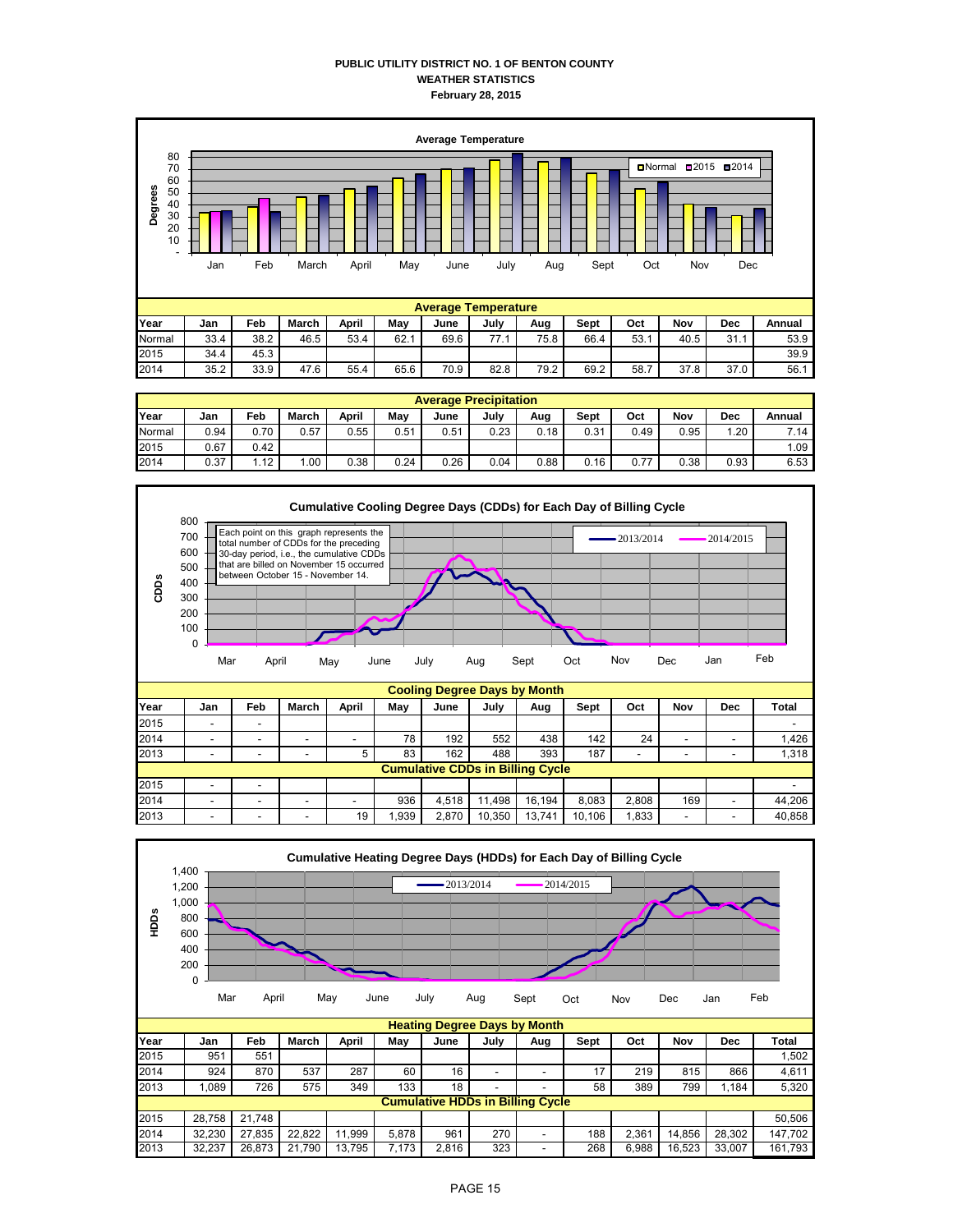**PUBLIC UTILITY DISTRICT NO. 1 OF BENTON COUNTY**
**WEATHER STATISTICS**
**February 28, 2015**

**Average Temperature**

| Year | Jan | Feb | March | April | May | June | July | Aug | Sept | Oct | Nov | Dec | Annual |
|---|---|---|---|---|---|---|---|---|---|---|---|---|---|
| Normal | 33.4 | 38.2 | 46.5 | 53.4 | 62.1 | 69.6 | 77.1 | 75.8 | 66.4 | 53.1 | 40.5 | 31.1 | 53.9 |
| 2015 | 34.4 | 45.3 | | | | | | | | | | | 39.9 |
| 2014 | 35.2 | 33.9 | 47.6 | 55.4 | 65.6 | 70.9 | 82.8 | 79.2 | 69.2 | 58.7 | 37.8 | 37.0 | 56.1 |

**Average Precipitation**

| Year | Jan | Feb | March | April | May | June | July | Aug | Sept | Oct | Nov | Dec | Annual |
|---|---|---|---|---|---|---|---|---|---|---|---|---|---|
| Normal | 0.94 | 0.70 | 0.57 | 0.55 | 0.51 | 0.51 | 0.23 | 0.18 | 0.31 | 0.49 | 0.95 | 1.20 | 7.14 |
| 2015 | 0.67 | 0.42 | | | | | | | | | | | 1.09 |
| 2014 | 0.37 | 1.12 | 1.00 | 0.38 | 0.24 | 0.26 | 0.04 | 0.88 | 0.16 | 0.77 | 0.38 | 0.93 | 6.53 |

**Cumulative Cooling Degree Days (CDDs) for Each Day of Billing Cycle**

Each point on this graph represents the total number of CDDs for the preceding 30-day period, i.e., the cumulative CDDs that are billed on November 15 occurred between October 15 - November 14.

**Cooling Degree Days by Month**

| Year | Jan | Feb | March | April | May | June | July | Aug | Sept | Oct | Nov | Dec | Total |
|---|---|---|---|---|---|---|---|---|---|---|---|---|---|
| 2015 | - | - | | | | | | | | | | | - |
| 2014 | - | - | - | - | 78 | 192 | 552 | 438 | 142 | 24 | - | - | 1,426 |
| 2013 | - | - | - | 5 | 83 | 162 | 488 | 393 | 187 | - | - | - | 1,318 |
| **Cumulative CDDs in Billing Cycle** | | | | | | | | | | | | | |
| 2015 | - | - | | | | | | | | | | | - |
| 2014 | - | - | - | - | 936 | 4,518 | 11,498 | 16,194 | 8,083 | 2,808 | 169 | - | 44,206 |
| 2013 | - | - | - | 19 | 1,939 | 2,870 | 10,350 | 13,741 | 10,106 | 1,833 | - | - | 40,858 |

**Cumulative Heating Degree Days (HDDs) for Each Day of Billing Cycle**

**Heating Degree Days by Month**

| Year | Jan | Feb | March | April | May | June | July | Aug | Sept | Oct | Nov | Dec | Total |
|---|---|---|---|---|---|---|---|---|---|---|---|---|---|
| 2015 | 951 | 551 | | | | | | | | | | | 1,502 |
| 2014 | 924 | 870 | 537 | 287 | 60 | 16 | - | - | 17 | 219 | 815 | 866 | 4,611 |
| 2013 | 1,089 | 726 | 575 | 349 | 133 | 18 | - | - | 58 | 389 | 799 | 1,184 | 5,320 |
| **Cumulative HDDs in Billing Cycle** | | | | | | | | | | | | | |
| 2015 | 28,758 | 21,748 | | | | | | | | | | | 50,506 |
| 2014 | 32,230 | 27,835 | 22,822 | 11,999 | 5,878 | 961 | 270 | - | 188 | 2,361 | 14,856 | 28,302 | 147,702 |
| 2013 | 32,237 | 26,873 | 21,790 | 13,795 | 7,173 | 2,816 | 323 | - | 268 | 6,988 | 16,523 | 33,007 | 161,793 |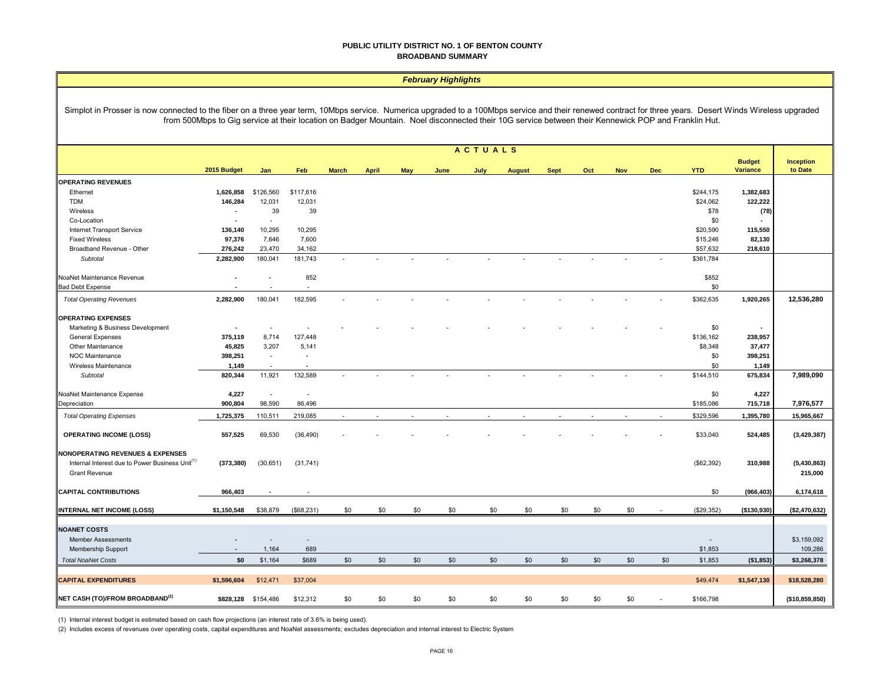**PUBLIC UTILITY DISTRICT NO. 1 OF BENTON COUNTY**
**BROADBAND SUMMARY**

*February Highlights*

Simplot in Prosser is now connected to the fiber on a three year term, 10Mbps service. Numerica upgraded to a 100Mbps service and their renewed contract for three years. Desert Winds Wireless upgraded from 500Mbps to Gig service at their location on Badger Mountain. Noel disconnected their 10G service between their Kennewick POP and Franklin Hut.

| | | ACTUALS | | | | | | | | | | | | | | |
|---|---|---|---|---|---|---|---|---|---|---|---|---|---|---|---|---|
| | 2015 Budget | Jan | Feb | March | April | May | June | July | August | Sept | Oct | Nov | Dec | YTD | Budget Variance | Inception to Date |
| **OPERATING REVENUES** | | | | | | | | | | | | | | | | |
| Ethernet | 1,626,858 | $126,560 | $117,616 | | | | | | | | | | | $244,175 | 1,382,683 | |
| TDM | 146,284 | 12,031 | 12,031 | | | | | | | | | | | $24,062 | 122,222 | |
| Wireless | - | 39 | 39 | | | | | | | | | | | $78 | (78) | |
| Co-Location | - | - | | | | | | | | | | | | $0 | - | |
| Internet Transport Service | 136,140 | 10,295 | 10,295 | | | | | | | | | | | $20,590 | 115,550 | |
| Fixed Wireless | 97,376 | 7,646 | 7,600 | | | | | | | | | | | $15,246 | 82,130 | |
| Broadband Revenue - Other | 276,242 | 23,470 | 34,162 | | | | | | | | | | | $57,632 | 218,610 | |
| *Subtotal* | 2,282,900 | 180,041 | 181,743 | - | - | - | - | - | - | - | - | - | - | $361,784 | | |
| NoaNet Maintenance Revenue | - | - | 852 | | | | | | | | | | | $852 | | |
| Bad Debt Expense | - | - | - | | | | | | | | | | | $0 | | |
| *Total Operating Revenues* | 2,282,900 | 180,041 | 182,595 | - | - | - | - | - | - | - | - | - | - | $362,635 | 1,920,265 | 12,536,280 |
| **OPERATING EXPENSES** | | | | | | | | | | | | | | | | |
| Marketing & Business Development | - | - | - | - | - | - | - | - | - | - | - | - | - | $0 | - | |
| General Expenses | 375,119 | 8,714 | 127,448 | | | | | | | | | | | $136,162 | 238,957 | |
| Other Maintenance | 45,825 | 3,207 | 5,141 | | | | | | | | | | | $8,348 | 37,477 | |
| NOC Maintenance | 398,251 | - | - | | | | | | | | | | | $0 | 398,251 | |
| Wireless Maintenance | 1,149 | - | - | | | | | | | | | | | $0 | 1,149 | |
| *Subtotal* | 820,344 | 11,921 | 132,589 | - | - | - | - | - | - | - | - | - | - | $144,510 | 675,834 | 7,989,090 |
| NoaNet Maintenance Expense | 4,227 | - | - | | | | | | | | | | | $0 | 4,227 | |
| Depreciation | 900,804 | 98,590 | 86,496 | | | | | | | | | | | $185,086 | 715,718 | 7,976,577 |
| *Total Operating Expenses* | 1,725,375 | 110,511 | 219,085 | - | - | - | - | - | - | - | - | - | - | $329,596 | 1,395,780 | 15,965,667 |
| **OPERATING INCOME (LOSS)** | 557,525 | 69,530 | (36,490) | - | - | - | - | - | - | - | - | - | - | $33,040 | 524,485 | (3,429,387) |
| **NONOPERATING REVENUES & EXPENSES** | | | | | | | | | | | | | | | | |
| Internal Interest due to Power Business Unit[1] | (373,380) | (30,651) | (31,741) | | | | | | | | | | | ($62,392) | 310,988 | (5,430,863) |
| Grant Revenue | | | | | | | | | | | | | | | | 215,000 |
| **CAPITAL CONTRIBUTIONS** | 966,403 | - | - | | | | | | | | | | | $0 | (966,403) | 6,174,618 |
| **INTERNAL NET INCOME (LOSS)** | $1,150,548 | $38,879 | ($68,231) | $0 | $0 | $0 | $0 | $0 | $0 | $0 | $0 | $0 | - | ($29,352) | ($130,930) | ($2,470,632) |
| **NOANET COSTS** | | | | | | | | | | | | | | | | |
| Member Assessments | - | - | - | | | | | | | | | | | - | | $3,159,092 |
| Membership Support | - | 1,164 | 689 | | | | | | | | | | | $1,853 | | 109,286 |
| *Total NoaNet Costs* | $0 | $1,164 | $689 | $0 | $0 | $0 | $0 | $0 | $0 | $0 | $0 | $0 | $0 | $1,853 | ($1,853) | $3,268,378 |
| **CAPITAL EXPENDITURES** | $1,596,604 | $12,471 | $37,004 | | | | | | | | | | | $49,474 | $1,547,130 | $18,528,280 |
| **NET CASH (TO)/FROM BROADBAND[2]** | $828,128 | $154,486 | $12,312 | $0 | $0 | $0 | $0 | $0 | $0 | $0 | $0 | $0 | - | $166,798 | | ($10,859,850) |

(1) Internal interest budget is estimated based on cash flow projections (an interest rate of 3.6% is being used).

(2) Includes excess of revenues over operating costs, capital expenditures and NoaNet assessments; excludes depreciation and internal interest to Electric System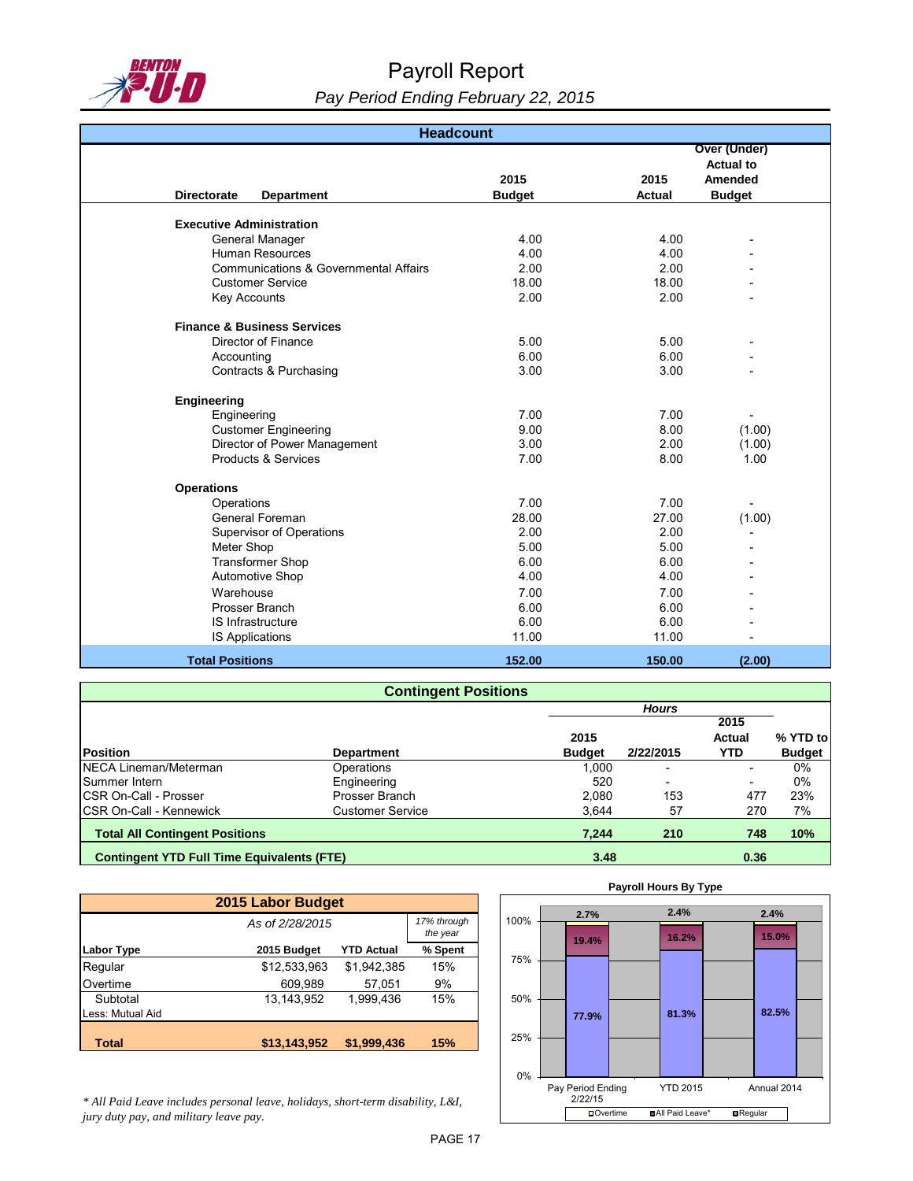# Payroll Report

*Pay Period Ending February 22, 2015*

## Headcount

| Directorate | Department | 2015 Budget | 2015 Actual | Over (Under) Actual to Amended Budget |
|---|---|---|---|---|
| **Executive Administration** | | | | |
| | General Manager | 4.00 | 4.00 | - |
| | Human Resources | 4.00 | 4.00 | - |
| | Communications & Governmental Affairs | 2.00 | 2.00 | - |
| | Customer Service | 18.00 | 18.00 | - |
| | Key Accounts | 2.00 | 2.00 | - |
| **Finance & Business Services** | | | | |
| | Director of Finance | 5.00 | 5.00 | - |
| | Accounting | 6.00 | 6.00 | - |
| | Contracts & Purchasing | 3.00 | 3.00 | - |
| **Engineering** | | | | |
| | Engineering | 7.00 | 7.00 | - |
| | Customer Engineering | 9.00 | 8.00 | (1.00) |
| | Director of Power Management | 3.00 | 2.00 | (1.00) |
| | Products & Services | 7.00 | 8.00 | 1.00 |
| **Operations** | | | | |
| | Operations | 7.00 | 7.00 | - |
| | General Foreman | 28.00 | 27.00 | (1.00) |
| | Supervisor of Operations | 2.00 | 2.00 | - |
| | Meter Shop | 5.00 | 5.00 | - |
| | Transformer Shop | 6.00 | 6.00 | - |
| | Automotive Shop | 4.00 | 4.00 | - |
| | Warehouse | 7.00 | 7.00 | - |
| | Prosser Branch | 6.00 | 6.00 | - |
| | IS Infrastructure | 6.00 | 6.00 | - |
| | IS Applications | 11.00 | 11.00 | - |
| **Total Positions** | | **152.00** | **150.00** | **(2.00)** |

## Contingent Positions

| | | Hours | | | |
|---|---|---|---|---|---|
| **Position** | **Department** | **2015 Budget** | **2/22/2015** | **2015 Actual YTD** | **% YTD to Budget** |
| NECA Lineman/Meterman | Operations | 1,000 | - | - | 0% |
| Summer Intern | Engineering | 520 | - | - | 0% |
| CSR On-Call - Prosser | Prosser Branch | 2,080 | 153 | 477 | 23% |
| CSR On-Call - Kennewick | Customer Service | 3,644 | 57 | 270 | 7% |
| **Total All Contingent Positions** | | **7,244** | **210** | **748** | **10%** |
| **Contingent YTD Full Time Equivalents (FTE)** | | **3.48** | | **0.36** | |

## 2015 Labor Budget

| | As of 2/28/2015 | | 17% through the year |
|---|---|---|---|
| **Labor Type** | **2015 Budget** | **YTD Actual** | **% Spent** |
| Regular | $12,533,963 | $1,942,385 | 15% |
| Overtime | 609,989 | 57,051 | 9% |
| Subtotal | 13,143,952 | 1,999,436 | 15% |
| Less: Mutual Aid | | | |
| **Total** | **$13,143,952** | **$1,999,436** | **15%** |

**Payroll Hours By Type**

100%
75%
50%
25%
0%

Pay Period Ending 2/22/15: 2.7%, 19.4%, 77.9%
YTD 2015: 2.4%, 16.2%, 81.3%
Annual 2014: 2.4%, 15.0%, 82.5%

Overtime, All Paid Leave*, Regular

*\* All Paid Leave includes personal leave, holidays, short-term disability, L&I, jury duty pay, and military leave pay.*